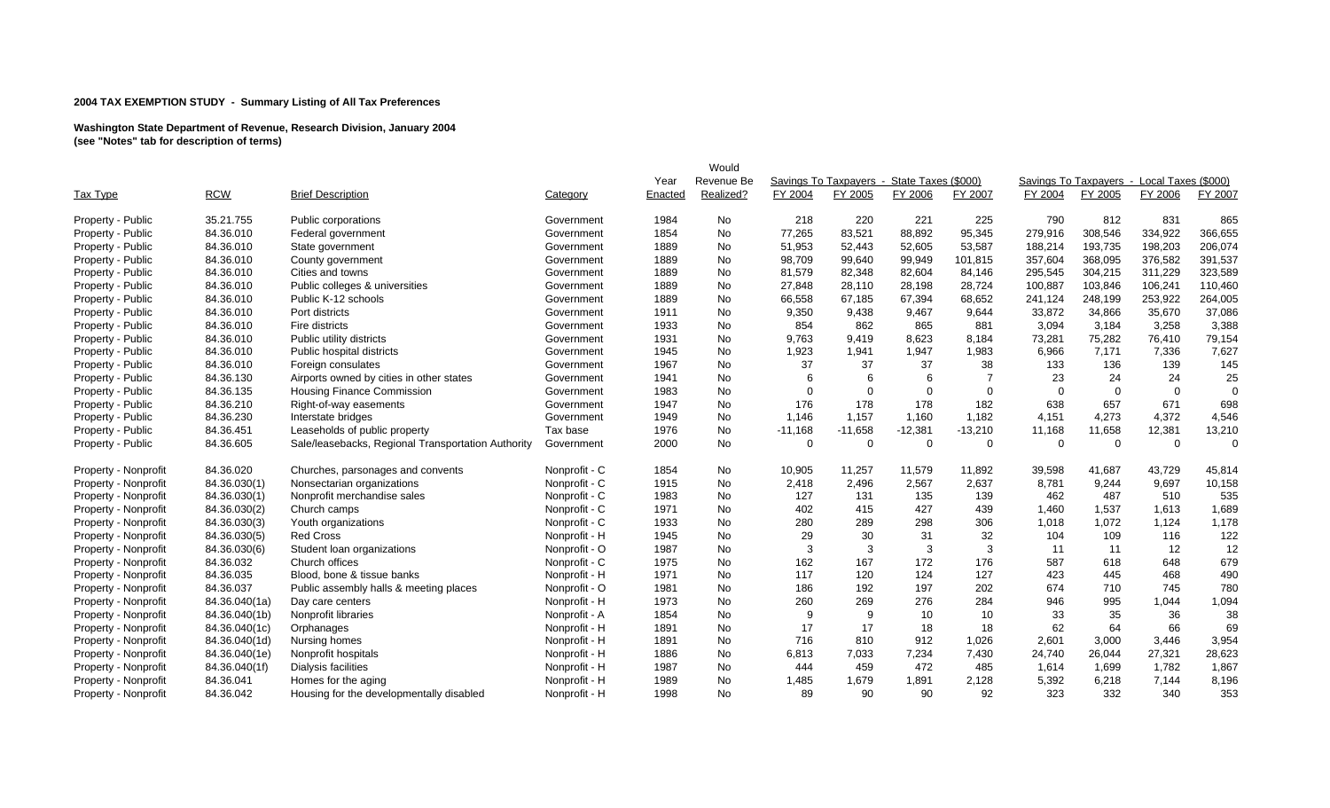**2004 TAX EXEMPTION STUDY - Summary Listing of All Tax Preferences**

**Washington State Department of Revenue, Research Division, January 2004**
**(see "Notes" tab for description of terms)**

| Tax Type | RCW | Brief Description | Category | Year Enacted | Would Revenue Be Realized? | Savings To Taxpayers - State Taxes ($000) | | | | Savings To Taxpayers - Local Taxes ($000) | | | |
|---|---|---|---|---|---|---|---|---|---|---|---|---|---|
| | | | | | | FY 2004 | FY 2005 | FY 2006 | FY 2007 | FY 2004 | FY 2005 | FY 2006 | FY 2007 |
| Property - Public | 35.21.755 | Public corporations | Government | 1984 | No | 218 | 220 | 221 | 225 | 790 | 812 | 831 | 865 |
| Property - Public | 84.36.010 | Federal government | Government | 1854 | No | 77,265 | 83,521 | 88,892 | 95,345 | 279,916 | 308,546 | 334,922 | 366,655 |
| Property - Public | 84.36.010 | State government | Government | 1889 | No | 51,953 | 52,443 | 52,605 | 53,587 | 188,214 | 193,735 | 198,203 | 206,074 |
| Property - Public | 84.36.010 | County government | Government | 1889 | No | 98,709 | 99,640 | 99,949 | 101,815 | 357,604 | 368,095 | 376,582 | 391,537 |
| Property - Public | 84.36.010 | Cities and towns | Government | 1889 | No | 81,579 | 82,348 | 82,604 | 84,146 | 295,545 | 304,215 | 311,229 | 323,589 |
| Property - Public | 84.36.010 | Public colleges & universities | Government | 1889 | No | 27,848 | 28,110 | 28,198 | 28,724 | 100,887 | 103,846 | 106,241 | 110,460 |
| Property - Public | 84.36.010 | Public K-12 schools | Government | 1889 | No | 66,558 | 67,185 | 67,394 | 68,652 | 241,124 | 248,199 | 253,922 | 264,005 |
| Property - Public | 84.36.010 | Port districts | Government | 1911 | No | 9,350 | 9,438 | 9,467 | 9,644 | 33,872 | 34,866 | 35,670 | 37,086 |
| Property - Public | 84.36.010 | Fire districts | Government | 1933 | No | 854 | 862 | 865 | 881 | 3,094 | 3,184 | 3,258 | 3,388 |
| Property - Public | 84.36.010 | Public utility districts | Government | 1931 | No | 9,763 | 9,419 | 8,623 | 8,184 | 73,281 | 75,282 | 76,410 | 79,154 |
| Property - Public | 84.36.010 | Public hospital districts | Government | 1945 | No | 1,923 | 1,941 | 1,947 | 1,983 | 6,966 | 7,171 | 7,336 | 7,627 |
| Property - Public | 84.36.010 | Foreign consulates | Government | 1967 | No | 37 | 37 | 37 | 38 | 133 | 136 | 139 | 145 |
| Property - Public | 84.36.130 | Airports owned by cities in other states | Government | 1941 | No | 6 | 6 | 6 | 7 | 23 | 24 | 24 | 25 |
| Property - Public | 84.36.135 | Housing Finance Commission | Government | 1983 | No | 0 | 0 | 0 | 0 | 0 | 0 | 0 | 0 |
| Property - Public | 84.36.210 | Right-of-way easements | Government | 1947 | No | 176 | 178 | 178 | 182 | 638 | 657 | 671 | 698 |
| Property - Public | 84.36.230 | Interstate bridges | Government | 1949 | No | 1,146 | 1,157 | 1,160 | 1,182 | 4,151 | 4,273 | 4,372 | 4,546 |
| Property - Public | 84.36.451 | Leaseholds of public property | Tax base | 1976 | No | -11,168 | -11,658 | -12,381 | -13,210 | 11,168 | 11,658 | 12,381 | 13,210 |
| Property - Public | 84.36.605 | Sale/leasebacks, Regional Transportation Authority | Government | 2000 | No | 0 | 0 | 0 | 0 | 0 | 0 | 0 | 0 |
| Property - Nonprofit | 84.36.020 | Churches, parsonages and convents | Nonprofit - C | 1854 | No | 10,905 | 11,257 | 11,579 | 11,892 | 39,598 | 41,687 | 43,729 | 45,814 |
| Property - Nonprofit | 84.36.030(1) | Nonsectarian organizations | Nonprofit - C | 1915 | No | 2,418 | 2,496 | 2,567 | 2,637 | 8,781 | 9,244 | 9,697 | 10,158 |
| Property - Nonprofit | 84.36.030(1) | Nonprofit merchandise sales | Nonprofit - C | 1983 | No | 127 | 131 | 135 | 139 | 462 | 487 | 510 | 535 |
| Property - Nonprofit | 84.36.030(2) | Church camps | Nonprofit - C | 1971 | No | 402 | 415 | 427 | 439 | 1,460 | 1,537 | 1,613 | 1,689 |
| Property - Nonprofit | 84.36.030(3) | Youth organizations | Nonprofit - C | 1933 | No | 280 | 289 | 298 | 306 | 1,018 | 1,072 | 1,124 | 1,178 |
| Property - Nonprofit | 84.36.030(5) | Red Cross | Nonprofit - H | 1945 | No | 29 | 30 | 31 | 32 | 104 | 109 | 116 | 122 |
| Property - Nonprofit | 84.36.030(6) | Student loan organizations | Nonprofit - O | 1987 | No | 3 | 3 | 3 | 3 | 11 | 11 | 12 | 12 |
| Property - Nonprofit | 84.36.032 | Church offices | Nonprofit - C | 1975 | No | 162 | 167 | 172 | 176 | 587 | 618 | 648 | 679 |
| Property - Nonprofit | 84.36.035 | Blood, bone & tissue banks | Nonprofit - H | 1971 | No | 117 | 120 | 124 | 127 | 423 | 445 | 468 | 490 |
| Property - Nonprofit | 84.36.037 | Public assembly halls & meeting places | Nonprofit - O | 1981 | No | 186 | 192 | 197 | 202 | 674 | 710 | 745 | 780 |
| Property - Nonprofit | 84.36.040(1a) | Day care centers | Nonprofit - H | 1973 | No | 260 | 269 | 276 | 284 | 946 | 995 | 1,044 | 1,094 |
| Property - Nonprofit | 84.36.040(1b) | Nonprofit libraries | Nonprofit - A | 1854 | No | 9 | 9 | 10 | 10 | 33 | 35 | 36 | 38 |
| Property - Nonprofit | 84.36.040(1c) | Orphanages | Nonprofit - H | 1891 | No | 17 | 17 | 18 | 18 | 62 | 64 | 66 | 69 |
| Property - Nonprofit | 84.36.040(1d) | Nursing homes | Nonprofit - H | 1891 | No | 716 | 810 | 912 | 1,026 | 2,601 | 3,000 | 3,446 | 3,954 |
| Property - Nonprofit | 84.36.040(1e) | Nonprofit hospitals | Nonprofit - H | 1886 | No | 6,813 | 7,033 | 7,234 | 7,430 | 24,740 | 26,044 | 27,321 | 28,623 |
| Property - Nonprofit | 84.36.040(1f) | Dialysis facilities | Nonprofit - H | 1987 | No | 444 | 459 | 472 | 485 | 1,614 | 1,699 | 1,782 | 1,867 |
| Property - Nonprofit | 84.36.041 | Homes for the aging | Nonprofit - H | 1989 | No | 1,485 | 1,679 | 1,891 | 2,128 | 5,392 | 6,218 | 7,144 | 8,196 |
| Property - Nonprofit | 84.36.042 | Housing for the developmentally disabled | Nonprofit - H | 1998 | No | 89 | 90 | 90 | 92 | 323 | 332 | 340 | 353 |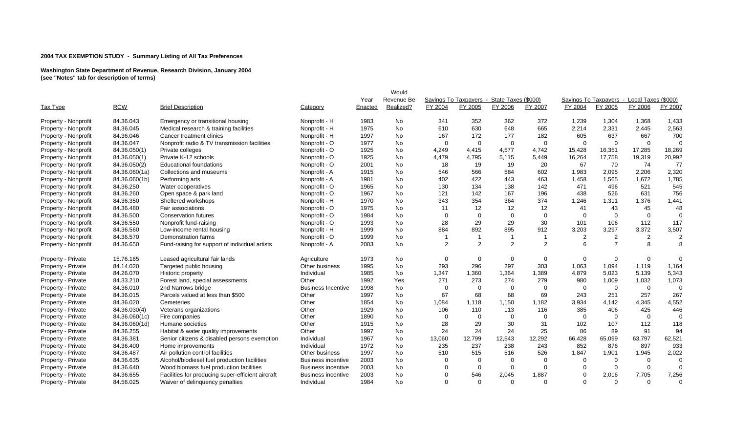**2004 TAX EXEMPTION STUDY - Summary Listing of All Tax Preferences**

**Washington State Department of Revenue, Research Division, January 2004**
**(see "Notes" tab for description of terms)**

| Tax Type | RCW | Brief Description | Category | Year Enacted | Would Revenue Be Realized? | Savings To Taxpayers - State Taxes ($000) | | | | Savings To Taxpayers - Local Taxes ($000) | | | |
|---|---|---|---|---|---|---|---|---|---|---|---|---|---|
| | | | | | | FY 2004 | FY 2005 | FY 2006 | FY 2007 | FY 2004 | FY 2005 | FY 2006 | FY 2007 |
| Property - Nonprofit | 84.36.043 | Emergency or transitional housing | Nonprofit - H | 1983 | No | 341 | 352 | 362 | 372 | 1,239 | 1,304 | 1,368 | 1,433 |
| Property - Nonprofit | 84.36.045 | Medical research & training facilities | Nonprofit - H | 1975 | No | 610 | 630 | 648 | 665 | 2,214 | 2,331 | 2,445 | 2,563 |
| Property - Nonprofit | 84.36.046 | Cancer treatment clinics | Nonprofit - H | 1997 | No | 167 | 172 | 177 | 182 | 605 | 637 | 667 | 700 |
| Property - Nonprofit | 84.36.047 | Nonprofit radio & TV transmission facilities | Nonprofit - O | 1977 | No | 0 | 0 | 0 | 0 | 0 | 0 | 0 | 0 |
| Property - Nonprofit | 84.36.050(1) | Private colleges | Nonprofit - O | 1925 | No | 4,249 | 4,415 | 4,577 | 4,742 | 15,428 | 16,351 | 17,285 | 18,269 |
| Property - Nonprofit | 84.36.050(1) | Private K-12 schools | Nonprofit - O | 1925 | No | 4,479 | 4,795 | 5,115 | 5,449 | 16,264 | 17,758 | 19,319 | 20,992 |
| Property - Nonprofit | 84.36.050(2) | Educational foundations | Nonprofit - O | 2001 | No | 18 | 19 | 19 | 20 | 67 | 70 | 74 | 77 |
| Property - Nonprofit | 84.36.060(1a) | Collections and museums | Nonprofit - A | 1915 | No | 546 | 566 | 584 | 602 | 1,983 | 2,095 | 2,206 | 2,320 |
| Property - Nonprofit | 84.36.060(1b) | Performing arts | Nonprofit - A | 1981 | No | 402 | 422 | 443 | 463 | 1,458 | 1,565 | 1,672 | 1,785 |
| Property - Nonprofit | 84.36.250 | Water cooperatives | Nonprofit - O | 1965 | No | 130 | 134 | 138 | 142 | 471 | 496 | 521 | 545 |
| Property - Nonprofit | 84.36.260 | Open space & park land | Nonprofit - O | 1967 | No | 121 | 142 | 167 | 196 | 438 | 526 | 631 | 756 |
| Property - Nonprofit | 84.36.350 | Sheltered workshops | Nonprofit - H | 1970 | No | 343 | 354 | 364 | 374 | 1,246 | 1,311 | 1,376 | 1,441 |
| Property - Nonprofit | 84.36.480 | Fair associations | Nonprofit - O | 1975 | No | 11 | 12 | 12 | 12 | 41 | 43 | 45 | 48 |
| Property - Nonprofit | 84.36.500 | Conservation futures | Nonprofit - O | 1984 | No | 0 | 0 | 0 | 0 | 0 | 0 | 0 | 0 |
| Property - Nonprofit | 84.36.550 | Nonprofit fund-raising | Nonprofit - O | 1993 | No | 28 | 29 | 29 | 30 | 101 | 106 | 112 | 117 |
| Property - Nonprofit | 84.36.560 | Low-income rental housing | Nonprofit - H | 1999 | No | 884 | 892 | 895 | 912 | 3,203 | 3,297 | 3,372 | 3,507 |
| Property - Nonprofit | 84.36.570 | Demonstration farms | Nonprofit - O | 1999 | No | 1 | 1 | 1 | 1 | 2 | 2 | 2 | 2 |
| Property - Nonprofit | 84.36.650 | Fund-raising for support of individual artists | Nonprofit - A | 2003 | No | 2 | 2 | 2 | 2 | 6 | 7 | 8 | 8 |
| Property - Private | 15.76.165 | Leased agricultural fair lands | Agriculture | 1973 | No | 0 | 0 | 0 | 0 | 0 | 0 | 0 | 0 |
| Property - Private | 84.14.020 | Targeted public housing | Other business | 1995 | No | 293 | 296 | 297 | 303 | 1,063 | 1,094 | 1,119 | 1,164 |
| Property - Private | 84.26.070 | Historic property | Individual | 1985 | No | 1,347 | 1,360 | 1,364 | 1,389 | 4,879 | 5,023 | 5,139 | 5,343 |
| Property - Private | 84.33.210 | Forest land, special assessments | Other | 1992 | Yes | 271 | 273 | 274 | 279 | 980 | 1,009 | 1,032 | 1,073 |
| Property - Private | 84.36.010 | 2nd Narrows bridge | Business Incentive | 1998 | No | 0 | 0 | 0 | 0 | 0 | 0 | 0 | 0 |
| Property - Private | 84.36.015 | Parcels valued at less than $500 | Other | 1997 | No | 67 | 68 | 68 | 69 | 243 | 251 | 257 | 267 |
| Property - Private | 84.36.020 | Cemeteries | Other | 1854 | No | 1,084 | 1,118 | 1,150 | 1,182 | 3,934 | 4,142 | 4,345 | 4,552 |
| Property - Private | 84.36.030(4) | Veterans organizations | Other | 1929 | No | 106 | 110 | 113 | 116 | 385 | 406 | 425 | 446 |
| Property - Private | 84.36.060(1c) | Fire companies | Other | 1890 | No | 0 | 0 | 0 | 0 | 0 | 0 | 0 | 0 |
| Property - Private | 84.36.060(1d) | Humane societies | Other | 1915 | No | 28 | 29 | 30 | 31 | 102 | 107 | 112 | 118 |
| Property - Private | 84.36.255 | Habitat & water quality improvements | Other | 1997 | No | 24 | 24 | 24 | 25 | 86 | 89 | 91 | 94 |
| Property - Private | 84.36.381 | Senior citizens & disabled persons exemption | Individual | 1967 | No | 13,060 | 12,799 | 12,543 | 12,292 | 66,428 | 65,099 | 63,797 | 62,521 |
| Property - Private | 84.36.400 | Home improvements | Individual | 1972 | No | 235 | 237 | 238 | 243 | 852 | 876 | 897 | 933 |
| Property - Private | 84.36.487 | Air pollution control facilities | Other business | 1997 | No | 510 | 515 | 516 | 526 | 1,847 | 1,901 | 1,945 | 2,022 |
| Property - Private | 84.36.635 | Alcohol/biodiesel fuel production facilities | Business incentive | 2003 | No | 0 | 0 | 0 | 0 | 0 | 0 | 0 | 0 |
| Property - Private | 84.36.640 | Wood biomass fuel production facilities | Business incentive | 2003 | No | 0 | 0 | 0 | 0 | 0 | 0 | 0 | 0 |
| Property - Private | 84.36.655 | Facilities for producing super-efficient aircraft | Business incentive | 2003 | No | 0 | 546 | 2,045 | 1,887 | 0 | 2,016 | 7,705 | 7,256 |
| Property - Private | 84.56.025 | Waiver of delinquency penalties | Individual | 1984 | No | 0 | 0 | 0 | 0 | 0 | 0 | 0 | 0 |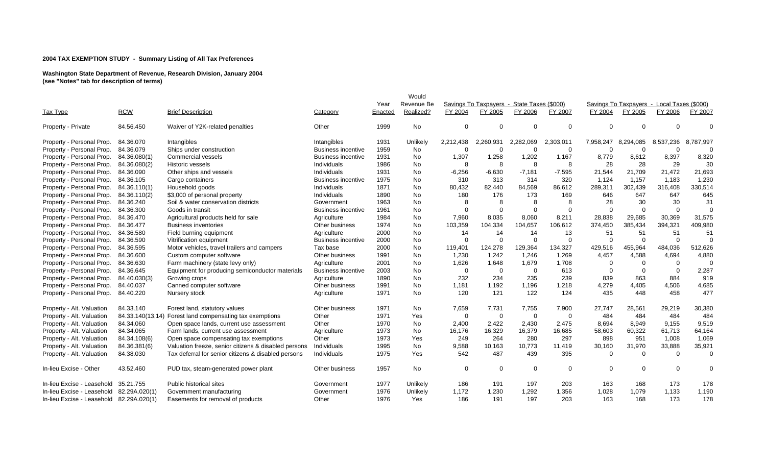**2004 TAX EXEMPTION STUDY - Summary Listing of All Tax Preferences**

**Washington State Department of Revenue, Research Division, January 2004**
**(see "Notes" tab for description of terms)**

| Tax Type | RCW | Brief Description | Category | Year Enacted | Would Revenue Be Realized? | Savings To Taxpayers - State Taxes ($000) | | | | Savings To Taxpayers - Local Taxes ($000) | | | |
|---|---|---|---|---|---|---|---|---|---|---|---|---|---|
| | | | | | | FY 2004 | FY 2005 | FY 2006 | FY 2007 | FY 2004 | FY 2005 | FY 2006 | FY 2007 |
| Property - Private | 84.56.450 | Waiver of Y2K-related penalties | Other | 1999 | No | 0 | 0 | 0 | 0 | 0 | 0 | 0 | 0 |
| Property - Personal Prop. | 84.36.070 | Intangibles | Intangibles | 1931 | Unlikely | 2,212,438 | 2,260,931 | 2,282,069 | 2,303,011 | 7,958,247 | 8,294,085 | 8,537,236 | 8,787,997 |
| Property - Personal Prop. | 84.36.079 | Ships under construction | Business incentive | 1959 | No | 0 | 0 | 0 | 0 | 0 | 0 | 0 | 0 |
| Property - Personal Prop. | 84.36.080(1) | Commercial vessels | Business incentive | 1931 | No | 1,307 | 1,258 | 1,202 | 1,167 | 8,779 | 8,612 | 8,397 | 8,320 |
| Property - Personal Prop. | 84.36.080(2) | Historic vessels | Individuals | 1986 | No | 8 | 8 | 8 | 8 | 28 | 28 | 29 | 30 |
| Property - Personal Prop. | 84.36.090 | Other ships and vessels | Individuals | 1931 | No | -6,256 | -6,630 | -7,181 | -7,595 | 21,544 | 21,709 | 21,472 | 21,693 |
| Property - Personal Prop. | 84.36.105 | Cargo containers | Business incentive | 1975 | No | 310 | 313 | 314 | 320 | 1,124 | 1,157 | 1,183 | 1,230 |
| Property - Personal Prop. | 84.36.110(1) | Household goods | Individuals | 1871 | No | 80,432 | 82,440 | 84,569 | 86,612 | 289,311 | 302,439 | 316,408 | 330,514 |
| Property - Personal Prop. | 84.36.110(2) | $3,000 of personal property | Individuals | 1890 | No | 180 | 176 | 173 | 169 | 646 | 647 | 647 | 645 |
| Property - Personal Prop. | 84.36.240 | Soil & water conservation districts | Government | 1963 | No | 8 | 8 | 8 | 8 | 28 | 30 | 30 | 31 |
| Property - Personal Prop. | 84.36.300 | Goods in transit | Business incentive | 1961 | No | 0 | 0 | 0 | 0 | 0 | 0 | 0 | 0 |
| Property - Personal Prop. | 84.36.470 | Agricultural products held for sale | Agriculture | 1984 | No | 7,960 | 8,035 | 8,060 | 8,211 | 28,838 | 29,685 | 30,369 | 31,575 |
| Property - Personal Prop. | 84.36.477 | Business inventories | Other business | 1974 | No | 103,359 | 104,334 | 104,657 | 106,612 | 374,450 | 385,434 | 394,321 | 409,980 |
| Property - Personal Prop. | 84.36.580 | Field burning equipment | Agriculture | 2000 | No | 14 | 14 | 14 | 13 | 51 | 51 | 51 | 51 |
| Property - Personal Prop. | 84.36.590 | Vitrification equipment | Business incentive | 2000 | No | 0 | 0 | 0 | 0 | 0 | 0 | 0 | 0 |
| Property - Personal Prop. | 84.36.595 | Motor vehicles, travel trailers and campers | Tax base | 2000 | No | 119,401 | 124,278 | 129,364 | 134,327 | 429,516 | 455,964 | 484,036 | 512,626 |
| Property - Personal Prop. | 84.36.600 | Custom computer software | Other business | 1991 | No | 1,230 | 1,242 | 1,246 | 1,269 | 4,457 | 4,588 | 4,694 | 4,880 |
| Property - Personal Prop. | 84.36.630 | Farm machinery (state levy only) | Agriculture | 2001 | No | 1,626 | 1,648 | 1,679 | 1,708 | 0 | 0 | 0 | 0 |
| Property - Personal Prop. | 84.36.645 | Equipment for producing semiconductor materials | Business incentive | 2003 | No | 0 | 0 | 0 | 613 | 0 | 0 | 0 | 2,287 |
| Property - Personal Prop. | 84.40.030(3) | Growing crops | Agriculture | 1890 | No | 232 | 234 | 235 | 239 | 839 | 863 | 884 | 919 |
| Property - Personal Prop. | 84.40.037 | Canned computer software | Other business | 1991 | No | 1,181 | 1,192 | 1,196 | 1,218 | 4,279 | 4,405 | 4,506 | 4,685 |
| Property - Personal Prop. | 84.40.220 | Nursery stock | Agriculture | 1971 | No | 120 | 121 | 122 | 124 | 435 | 448 | 458 | 477 |
| Property - Alt. Valuation | 84.33.140 | Forest land, statutory values | Other business | 1971 | No | 7,659 | 7,731 | 7,755 | 7,900 | 27,747 | 28,561 | 29,219 | 30,380 |
| Property - Alt. Valuation | 84.33.140(13,14) | Forest land compensating tax exemptions | Other | 1971 | Yes | 0 | 0 | 0 | 0 | 484 | 484 | 484 | 484 |
| Property - Alt. Valuation | 84.34.060 | Open space lands, current use assessment | Other | 1970 | No | 2,400 | 2,422 | 2,430 | 2,475 | 8,694 | 8,949 | 9,155 | 9,519 |
| Property - Alt. Valuation | 84.34.065 | Farm lands, current use assessment | Agriculture | 1973 | No | 16,176 | 16,329 | 16,379 | 16,685 | 58,603 | 60,322 | 61,713 | 64,164 |
| Property - Alt. Valuation | 84.34.108(6) | Open space compensating tax exemptions | Other | 1973 | Yes | 249 | 264 | 280 | 297 | 898 | 951 | 1,008 | 1,069 |
| Property - Alt. Valuation | 84.36.381(6) | Valuation freeze, senior citizens & disabled persons | Individuals | 1995 | No | 9,588 | 10,163 | 10,773 | 11,419 | 30,160 | 31,970 | 33,888 | 35,921 |
| Property - Alt. Valuation | 84.38.030 | Tax deferral for senior citizens & disabled persons | Individuals | 1975 | Yes | 542 | 487 | 439 | 395 | 0 | 0 | 0 | 0 |
| In-lieu Excise - Other | 43.52.460 | PUD tax, steam-generated power plant | Other business | 1957 | No | 0 | 0 | 0 | 0 | 0 | 0 | 0 | 0 |
| In-lieu Excise - Leasehold | 35.21.755 | Public historical sites | Government | 1977 | Unlikely | 186 | 191 | 197 | 203 | 163 | 168 | 173 | 178 |
| In-lieu Excise - Leasehold | 82.29A.020(1) | Government manufacturing | Government | 1976 | Unlikely | 1,172 | 1,230 | 1,292 | 1,356 | 1,028 | 1,079 | 1,133 | 1,190 |
| In-lieu Excise - Leasehold | 82.29A.020(1) | Easements for removal of products | Other | 1976 | Yes | 186 | 191 | 197 | 203 | 163 | 168 | 173 | 178 |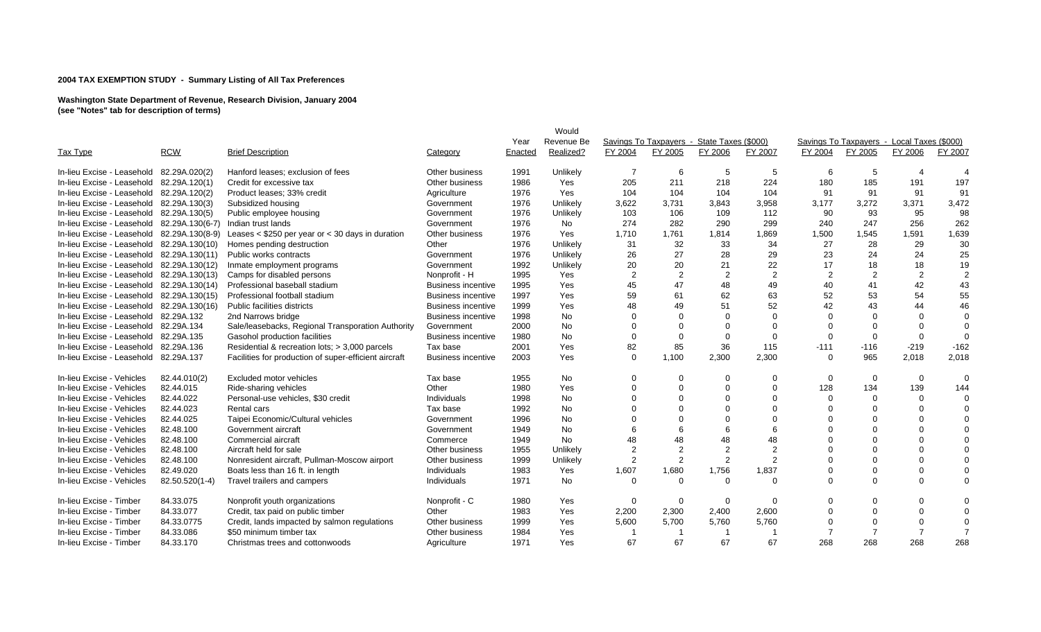**2004 TAX EXEMPTION STUDY - Summary Listing of All Tax Preferences**

**Washington State Department of Revenue, Research Division, January 2004**
**(see "Notes" tab for description of terms)**

| Tax Type | RCW | Brief Description | Category | Year Enacted | Would Revenue Be Realized? | Savings To Taxpayers - State Taxes ($000) | | | | Savings To Taxpayers - Local Taxes ($000) | | | |
|---|---|---|---|---|---|---|---|---|---|---|---|---|---|
| | | | | | | FY 2004 | FY 2005 | FY 2006 | FY 2007 | FY 2004 | FY 2005 | FY 2006 | FY 2007 |
| In-lieu Excise - Leasehold | 82.29A.020(2) | Hanford leases; exclusion of fees | Other business | 1991 | Unlikely | 7 | 6 | 5 | 5 | 6 | 5 | 4 | 4 |
| In-lieu Excise - Leasehold | 82.29A.120(1) | Credit for excessive tax | Other business | 1986 | Yes | 205 | 211 | 218 | 224 | 180 | 185 | 191 | 197 |
| In-lieu Excise - Leasehold | 82.29A.120(2) | Product leases; 33% credit | Agriculture | 1976 | Yes | 104 | 104 | 104 | 104 | 91 | 91 | 91 | 91 |
| In-lieu Excise - Leasehold | 82.29A.130(3) | Subsidized housing | Government | 1976 | Unlikely | 3,622 | 3,731 | 3,843 | 3,958 | 3,177 | 3,272 | 3,371 | 3,472 |
| In-lieu Excise - Leasehold | 82.29A.130(5) | Public employee housing | Government | 1976 | Unlikely | 103 | 106 | 109 | 112 | 90 | 93 | 95 | 98 |
| In-lieu Excise - Leasehold | 82.29A.130(6-7) | Indian trust lands | Government | 1976 | No | 274 | 282 | 290 | 299 | 240 | 247 | 256 | 262 |
| In-lieu Excise - Leasehold | 82.29A.130(8-9) | Leases < $250 per year or < 30 days in duration | Other business | 1976 | Yes | 1,710 | 1,761 | 1,814 | 1,869 | 1,500 | 1,545 | 1,591 | 1,639 |
| In-lieu Excise - Leasehold | 82.29A.130(10) | Homes pending destruction | Other | 1976 | Unlikely | 31 | 32 | 33 | 34 | 27 | 28 | 29 | 30 |
| In-lieu Excise - Leasehold | 82.29A.130(11) | Public works contracts | Government | 1976 | Unlikely | 26 | 27 | 28 | 29 | 23 | 24 | 24 | 25 |
| In-lieu Excise - Leasehold | 82.29A.130(12) | Inmate employment programs | Government | 1992 | Unlikely | 20 | 20 | 21 | 22 | 17 | 18 | 18 | 19 |
| In-lieu Excise - Leasehold | 82.29A.130(13) | Camps for disabled persons | Nonprofit - H | 1995 | Yes | 2 | 2 | 2 | 2 | 2 | 2 | 2 | 2 |
| In-lieu Excise - Leasehold | 82.29A.130(14) | Professional baseball stadium | Business incentive | 1995 | Yes | 45 | 47 | 48 | 49 | 40 | 41 | 42 | 43 |
| In-lieu Excise - Leasehold | 82.29A.130(15) | Professional football stadium | Business incentive | 1997 | Yes | 59 | 61 | 62 | 63 | 52 | 53 | 54 | 55 |
| In-lieu Excise - Leasehold | 82.29A.130(16) | Public facilities districts | Business incentive | 1999 | Yes | 48 | 49 | 51 | 52 | 42 | 43 | 44 | 46 |
| In-lieu Excise - Leasehold | 82.29A.132 | 2nd Narrows bridge | Business incentive | 1998 | No | 0 | 0 | 0 | 0 | 0 | 0 | 0 | 0 |
| In-lieu Excise - Leasehold | 82.29A.134 | Sale/leasebacks, Regional Transporation Authority | Government | 2000 | No | 0 | 0 | 0 | 0 | 0 | 0 | 0 | 0 |
| In-lieu Excise - Leasehold | 82.29A.135 | Gasohol production facilities | Business incentive | 1980 | No | 0 | 0 | 0 | 0 | 0 | 0 | 0 | 0 |
| In-lieu Excise - Leasehold | 82.29A.136 | Residential & recreation lots; > 3,000 parcels | Tax base | 2001 | Yes | 82 | 85 | 36 | 115 | -111 | -116 | -219 | -162 |
| In-lieu Excise - Leasehold | 82.29A.137 | Facilities for production of super-efficient aircraft | Business incentive | 2003 | Yes | 0 | 1,100 | 2,300 | 2,300 | 0 | 965 | 2,018 | 2,018 |
| In-lieu Excise - Vehicles | 82.44.010(2) | Excluded motor vehicles | Tax base | 1955 | No | 0 | 0 | 0 | 0 | 0 | 0 | 0 | 0 |
| In-lieu Excise - Vehicles | 82.44.015 | Ride-sharing vehicles | Other | 1980 | Yes | 0 | 0 | 0 | 0 | 128 | 134 | 139 | 144 |
| In-lieu Excise - Vehicles | 82.44.022 | Personal-use vehicles, $30 credit | Individuals | 1998 | No | 0 | 0 | 0 | 0 | 0 | 0 | 0 | 0 |
| In-lieu Excise - Vehicles | 82.44.023 | Rental cars | Tax base | 1992 | No | 0 | 0 | 0 | 0 | 0 | 0 | 0 | 0 |
| In-lieu Excise - Vehicles | 82.44.025 | Taipei Economic/Cultural vehicles | Government | 1996 | No | 0 | 0 | 0 | 0 | 0 | 0 | 0 | 0 |
| In-lieu Excise - Vehicles | 82.48.100 | Government aircraft | Government | 1949 | No | 6 | 6 | 6 | 6 | 0 | 0 | 0 | 0 |
| In-lieu Excise - Vehicles | 82.48.100 | Commercial aircraft | Commerce | 1949 | No | 48 | 48 | 48 | 48 | 0 | 0 | 0 | 0 |
| In-lieu Excise - Vehicles | 82.48.100 | Aircraft held for sale | Other business | 1955 | Unlikely | 2 | 2 | 2 | 2 | 0 | 0 | 0 | 0 |
| In-lieu Excise - Vehicles | 82.48.100 | Nonresident aircraft, Pullman-Moscow airport | Other business | 1999 | Unlikely | 2 | 2 | 2 | 2 | 0 | 0 | 0 | 0 |
| In-lieu Excise - Vehicles | 82.49.020 | Boats less than 16 ft. in length | Individuals | 1983 | Yes | 1,607 | 1,680 | 1,756 | 1,837 | 0 | 0 | 0 | 0 |
| In-lieu Excise - Vehicles | 82.50.520(1-4) | Travel trailers and campers | Individuals | 1971 | No | 0 | 0 | 0 | 0 | 0 | 0 | 0 | 0 |
| In-lieu Excise - Timber | 84.33.075 | Nonprofit youth organizations | Nonprofit - C | 1980 | Yes | 0 | 0 | 0 | 0 | 0 | 0 | 0 | 0 |
| In-lieu Excise - Timber | 84.33.077 | Credit, tax paid on public timber | Other | 1983 | Yes | 2,200 | 2,300 | 2,400 | 2,600 | 0 | 0 | 0 | 0 |
| In-lieu Excise - Timber | 84.33.0775 | Credit, lands impacted by salmon regulations | Other business | 1999 | Yes | 5,600 | 5,700 | 5,760 | 5,760 | 0 | 0 | 0 | 0 |
| In-lieu Excise - Timber | 84.33.086 | $50 minimum timber tax | Other business | 1984 | Yes | 1 | 1 | 1 | 1 | 7 | 7 | 7 | 7 |
| In-lieu Excise - Timber | 84.33.170 | Christmas trees and cottonwoods | Agriculture | 1971 | Yes | 67 | 67 | 67 | 67 | 268 | 268 | 268 | 268 |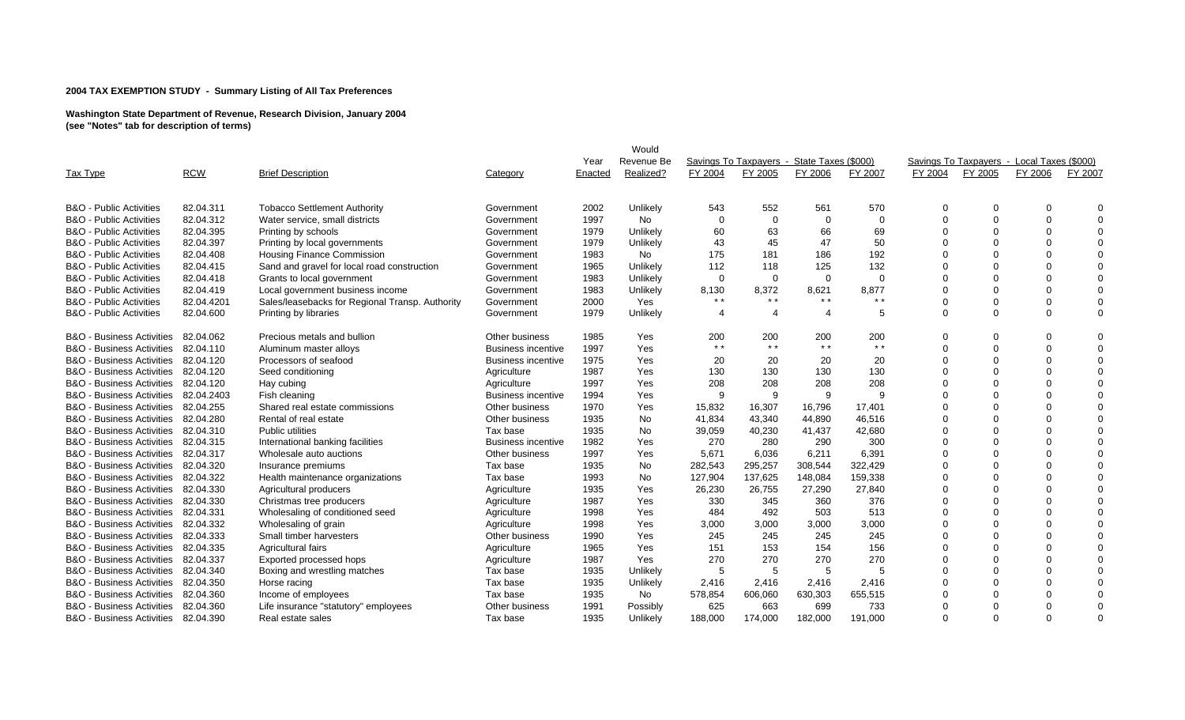**2004 TAX EXEMPTION STUDY - Summary Listing of All Tax Preferences**

**Washington State Department of Revenue, Research Division, January 2004**
**(see "Notes" tab for description of terms)**

| Tax Type | RCW | Brief Description | Category | Year Enacted | Would Revenue Be Realized? | Savings To Taxpayers - State Taxes ($000) | | | | Savings To Taxpayers - Local Taxes ($000) | | | |
|---|---|---|---|---|---|---|---|---|---|---|---|---|---|
| | | | | | | FY 2004 | FY 2005 | FY 2006 | FY 2007 | FY 2004 | FY 2005 | FY 2006 | FY 2007 |
| B&O - Public Activities | 82.04.311 | Tobacco Settlement Authority | Government | 2002 | Unlikely | 543 | 552 | 561 | 570 | 0 | 0 | 0 | 0 |
| B&O - Public Activities | 82.04.312 | Water service, small districts | Government | 1997 | No | 0 | 0 | 0 | 0 | 0 | 0 | 0 | 0 |
| B&O - Public Activities | 82.04.395 | Printing by schools | Government | 1979 | Unlikely | 60 | 63 | 66 | 69 | 0 | 0 | 0 | 0 |
| B&O - Public Activities | 82.04.397 | Printing by local governments | Government | 1979 | Unlikely | 43 | 45 | 47 | 50 | 0 | 0 | 0 | 0 |
| B&O - Public Activities | 82.04.408 | Housing Finance Commission | Government | 1983 | No | 175 | 181 | 186 | 192 | 0 | 0 | 0 | 0 |
| B&O - Public Activities | 82.04.415 | Sand and gravel for local road construction | Government | 1965 | Unlikely | 112 | 118 | 125 | 132 | 0 | 0 | 0 | 0 |
| B&O - Public Activities | 82.04.418 | Grants to local government | Government | 1983 | Unlikely | 0 | 0 | 0 | 0 | 0 | 0 | 0 | 0 |
| B&O - Public Activities | 82.04.419 | Local government business income | Government | 1983 | Unlikely | 8,130 | 8,372 | 8,621 | 8,877 | 0 | 0 | 0 | 0 |
| B&O - Public Activities | 82.04.4201 | Sales/leasebacks for Regional Transp. Authority | Government | 2000 | Yes | * * | * * | * * | * * | 0 | 0 | 0 | 0 |
| B&O - Public Activities | 82.04.600 | Printing by libraries | Government | 1979 | Unlikely | 4 | 4 | 4 | 5 | 0 | 0 | 0 | 0 |
| B&O - Business Activities | 82.04.062 | Precious metals and bullion | Other business | 1985 | Yes | 200 | 200 | 200 | 200 | 0 | 0 | 0 | 0 |
| B&O - Business Activities | 82.04.110 | Aluminum master alloys | Business incentive | 1997 | Yes | * * | * * | * * | * * | 0 | 0 | 0 | 0 |
| B&O - Business Activities | 82.04.120 | Processors of seafood | Business incentive | 1975 | Yes | 20 | 20 | 20 | 20 | 0 | 0 | 0 | 0 |
| B&O - Business Activities | 82.04.120 | Seed conditioning | Agriculture | 1987 | Yes | 130 | 130 | 130 | 130 | 0 | 0 | 0 | 0 |
| B&O - Business Activities | 82.04.120 | Hay cubing | Agriculture | 1997 | Yes | 208 | 208 | 208 | 208 | 0 | 0 | 0 | 0 |
| B&O - Business Activities | 82.04.2403 | Fish cleaning | Business incentive | 1994 | Yes | 9 | 9 | 9 | 9 | 0 | 0 | 0 | 0 |
| B&O - Business Activities | 82.04.255 | Shared real estate commissions | Other business | 1970 | Yes | 15,832 | 16,307 | 16,796 | 17,401 | 0 | 0 | 0 | 0 |
| B&O - Business Activities | 82.04.280 | Rental of real estate | Other business | 1935 | No | 41,834 | 43,340 | 44,890 | 46,516 | 0 | 0 | 0 | 0 |
| B&O - Business Activities | 82.04.310 | Public utilities | Tax base | 1935 | No | 39,059 | 40,230 | 41,437 | 42,680 | 0 | 0 | 0 | 0 |
| B&O - Business Activities | 82.04.315 | International banking facilities | Business incentive | 1982 | Yes | 270 | 280 | 290 | 300 | 0 | 0 | 0 | 0 |
| B&O - Business Activities | 82.04.317 | Wholesale auto auctions | Other business | 1997 | Yes | 5,671 | 6,036 | 6,211 | 6,391 | 0 | 0 | 0 | 0 |
| B&O - Business Activities | 82.04.320 | Insurance premiums | Tax base | 1935 | No | 282,543 | 295,257 | 308,544 | 322,429 | 0 | 0 | 0 | 0 |
| B&O - Business Activities | 82.04.322 | Health maintenance organizations | Tax base | 1993 | No | 127,904 | 137,625 | 148,084 | 159,338 | 0 | 0 | 0 | 0 |
| B&O - Business Activities | 82.04.330 | Agricultural producers | Agriculture | 1935 | Yes | 26,230 | 26,755 | 27,290 | 27,840 | 0 | 0 | 0 | 0 |
| B&O - Business Activities | 82.04.330 | Christmas tree producers | Agriculture | 1987 | Yes | 330 | 345 | 360 | 376 | 0 | 0 | 0 | 0 |
| B&O - Business Activities | 82.04.331 | Wholesaling of conditioned seed | Agriculture | 1998 | Yes | 484 | 492 | 503 | 513 | 0 | 0 | 0 | 0 |
| B&O - Business Activities | 82.04.332 | Wholesaling of grain | Agriculture | 1998 | Yes | 3,000 | 3,000 | 3,000 | 3,000 | 0 | 0 | 0 | 0 |
| B&O - Business Activities | 82.04.333 | Small timber harvesters | Other business | 1990 | Yes | 245 | 245 | 245 | 245 | 0 | 0 | 0 | 0 |
| B&O - Business Activities | 82.04.335 | Agricultural fairs | Agriculture | 1965 | Yes | 151 | 153 | 154 | 156 | 0 | 0 | 0 | 0 |
| B&O - Business Activities | 82.04.337 | Exported processed hops | Agriculture | 1987 | Yes | 270 | 270 | 270 | 270 | 0 | 0 | 0 | 0 |
| B&O - Business Activities | 82.04.340 | Boxing and wrestling matches | Tax base | 1935 | Unlikely | 5 | 5 | 5 | 5 | 0 | 0 | 0 | 0 |
| B&O - Business Activities | 82.04.350 | Horse racing | Tax base | 1935 | Unlikely | 2,416 | 2,416 | 2,416 | 2,416 | 0 | 0 | 0 | 0 |
| B&O - Business Activities | 82.04.360 | Income of employees | Tax base | 1935 | No | 578,854 | 606,060 | 630,303 | 655,515 | 0 | 0 | 0 | 0 |
| B&O - Business Activities | 82.04.360 | Life insurance "statutory" employees | Other business | 1991 | Possibly | 625 | 663 | 699 | 733 | 0 | 0 | 0 | 0 |
| B&O - Business Activities | 82.04.390 | Real estate sales | Tax base | 1935 | Unlikely | 188,000 | 174,000 | 182,000 | 191,000 | 0 | 0 | 0 | 0 |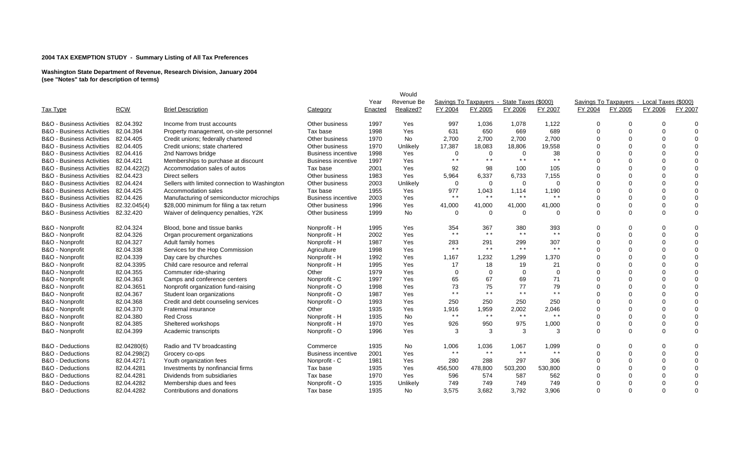**2004 TAX EXEMPTION STUDY - Summary Listing of All Tax Preferences**

**Washington State Department of Revenue, Research Division, January 2004**
**(see "Notes" tab for description of terms)**

| Tax Type | RCW | Brief Description | Category | Year Enacted | Would Revenue Be Realized? | Savings To Taxpayers - State Taxes ($000) | | | | Savings To Taxpayers - Local Taxes ($000) | | | |
|---|---|---|---|---|---|---|---|---|---|---|---|---|---|
| | | | | | | FY 2004 | FY 2005 | FY 2006 | FY 2007 | FY 2004 | FY 2005 | FY 2006 | FY 2007 |
| B&O - Business Activities | 82.04.392 | Income from trust accounts | Other business | 1997 | Yes | 997 | 1,036 | 1,078 | 1,122 | 0 | 0 | 0 | 0 |
| B&O - Business Activities | 82.04.394 | Property management, on-site personnel | Tax base | 1998 | Yes | 631 | 650 | 669 | 689 | 0 | 0 | 0 | 0 |
| B&O - Business Activities | 82.04.405 | Credit unions; federally chartered | Other business | 1970 | No | 2,700 | 2,700 | 2,700 | 2,700 | 0 | 0 | 0 | 0 |
| B&O - Business Activities | 82.04.405 | Credit unions; state chartered | Other business | 1970 | Unlikely | 17,387 | 18,083 | 18,806 | 19,558 | 0 | 0 | 0 | 0 |
| B&O - Business Activities | 82.04.416 | 2nd Narrows bridge | Business incentive | 1998 | Yes | 0 | 0 | 0 | 38 | 0 | 0 | 0 | 0 |
| B&O - Business Activities | 82.04.421 | Memberships to purchase at discount | Business incentive | 1997 | Yes | * * | * * | * * | * * | 0 | 0 | 0 | 0 |
| B&O - Business Activities | 82.04.422(2) | Accommodation sales of autos | Tax base | 2001 | Yes | 92 | 98 | 100 | 105 | 0 | 0 | 0 | 0 |
| B&O - Business Activities | 82.04.423 | Direct sellers | Other business | 1983 | Yes | 5,964 | 6,337 | 6,733 | 7,155 | 0 | 0 | 0 | 0 |
| B&O - Business Activities | 82.04.424 | Sellers with limited connection to Washington | Other business | 2003 | Unlikely | 0 | 0 | 0 | 0 | 0 | 0 | 0 | 0 |
| B&O - Business Activities | 82.04.425 | Accommodation sales | Tax base | 1955 | Yes | 977 | 1,043 | 1,114 | 1,190 | 0 | 0 | 0 | 0 |
| B&O - Business Activities | 82.04.426 | Manufacturing of semiconductor microchips | Business incentive | 2003 | Yes | * * | * * | * * | * * | 0 | 0 | 0 | 0 |
| B&O - Business Activities | 82.32.045(4) | $28,000 minimum for filing a tax return | Other business | 1996 | Yes | 41,000 | 41,000 | 41,000 | 41,000 | 0 | 0 | 0 | 0 |
| B&O - Business Activities | 82.32.420 | Waiver of delinquency penalties, Y2K | Other business | 1999 | No | 0 | 0 | 0 | 0 | 0 | 0 | 0 | 0 |
| B&O - Nonprofit | 82.04.324 | Blood, bone and tissue banks | Nonprofit - H | 1995 | Yes | 354 | 367 | 380 | 393 | 0 | 0 | 0 | 0 |
| B&O - Nonprofit | 82.04.326 | Organ procurement organizations | Nonprofit - H | 2002 | Yes | * * | * * | * * | * * | 0 | 0 | 0 | 0 |
| B&O - Nonprofit | 82.04.327 | Adult family homes | Nonprofit - H | 1987 | Yes | 283 | 291 | 299 | 307 | 0 | 0 | 0 | 0 |
| B&O - Nonprofit | 82.04.338 | Services for the Hop Commission | Agriculture | 1998 | Yes | * * | * * | * * | * * | 0 | 0 | 0 | 0 |
| B&O - Nonprofit | 82.04.339 | Day care by churches | Nonprofit - H | 1992 | Yes | 1,167 | 1,232 | 1,299 | 1,370 | 0 | 0 | 0 | 0 |
| B&O - Nonprofit | 82.04.3395 | Child care resource and referral | Nonprofit - H | 1995 | Yes | 17 | 18 | 19 | 21 | 0 | 0 | 0 | 0 |
| B&O - Nonprofit | 82.04.355 | Commuter ride-sharing | Other | 1979 | Yes | 0 | 0 | 0 | 0 | 0 | 0 | 0 | 0 |
| B&O - Nonprofit | 82.04.363 | Camps and conference centers | Nonprofit - C | 1997 | Yes | 65 | 67 | 69 | 71 | 0 | 0 | 0 | 0 |
| B&O - Nonprofit | 82.04.3651 | Nonprofit organization fund-raising | Nonprofit - O | 1998 | Yes | 73 | 75 | 77 | 79 | 0 | 0 | 0 | 0 |
| B&O - Nonprofit | 82.04.367 | Student loan organizations | Nonprofit - O | 1987 | Yes | * * | * * | * * | * * | 0 | 0 | 0 | 0 |
| B&O - Nonprofit | 82.04.368 | Credit and debt counseling services | Nonprofit - O | 1993 | Yes | 250 | 250 | 250 | 250 | 0 | 0 | 0 | 0 |
| B&O - Nonprofit | 82.04.370 | Fraternal insurance | Other | 1935 | Yes | 1,916 | 1,959 | 2,002 | 2,046 | 0 | 0 | 0 | 0 |
| B&O - Nonprofit | 82.04.380 | Red Cross | Nonprofit - H | 1935 | No | * * | * * | * * | * * | 0 | 0 | 0 | 0 |
| B&O - Nonprofit | 82.04.385 | Sheltered workshops | Nonprofit - H | 1970 | Yes | 926 | 950 | 975 | 1,000 | 0 | 0 | 0 | 0 |
| B&O - Nonprofit | 82.04.399 | Academic transcripts | Nonprofit - O | 1996 | Yes | 3 | 3 | 3 | 3 | 0 | 0 | 0 | 0 |
| B&O - Deductions | 82.04280(6) | Radio and TV broadcasting | Commerce | 1935 | No | 1,006 | 1,036 | 1,067 | 1,099 | 0 | 0 | 0 | 0 |
| B&O - Deductions | 82.04.298(2) | Grocery co-ops | Business incentive | 2001 | Yes | * * | * * | * * | * * | 0 | 0 | 0 | 0 |
| B&O - Deductions | 82.04.4271 | Youth organization fees | Nonprofit - C | 1981 | Yes | 280 | 288 | 297 | 306 | 0 | 0 | 0 | 0 |
| B&O - Deductions | 82.04.4281 | Investments by nonfinancial firms | Tax base | 1935 | Yes | 456,500 | 478,800 | 503,200 | 530,800 | 0 | 0 | 0 | 0 |
| B&O - Deductions | 82.04.4281 | Dividends from subsidiaries | Tax base | 1970 | Yes | 596 | 574 | 587 | 562 | 0 | 0 | 0 | 0 |
| B&O - Deductions | 82.04.4282 | Membership dues and fees | Nonprofit - O | 1935 | Unlikely | 749 | 749 | 749 | 749 | 0 | 0 | 0 | 0 |
| B&O - Deductions | 82.04.4282 | Contributions and donations | Tax base | 1935 | No | 3,575 | 3,682 | 3,792 | 3,906 | 0 | 0 | 0 | 0 |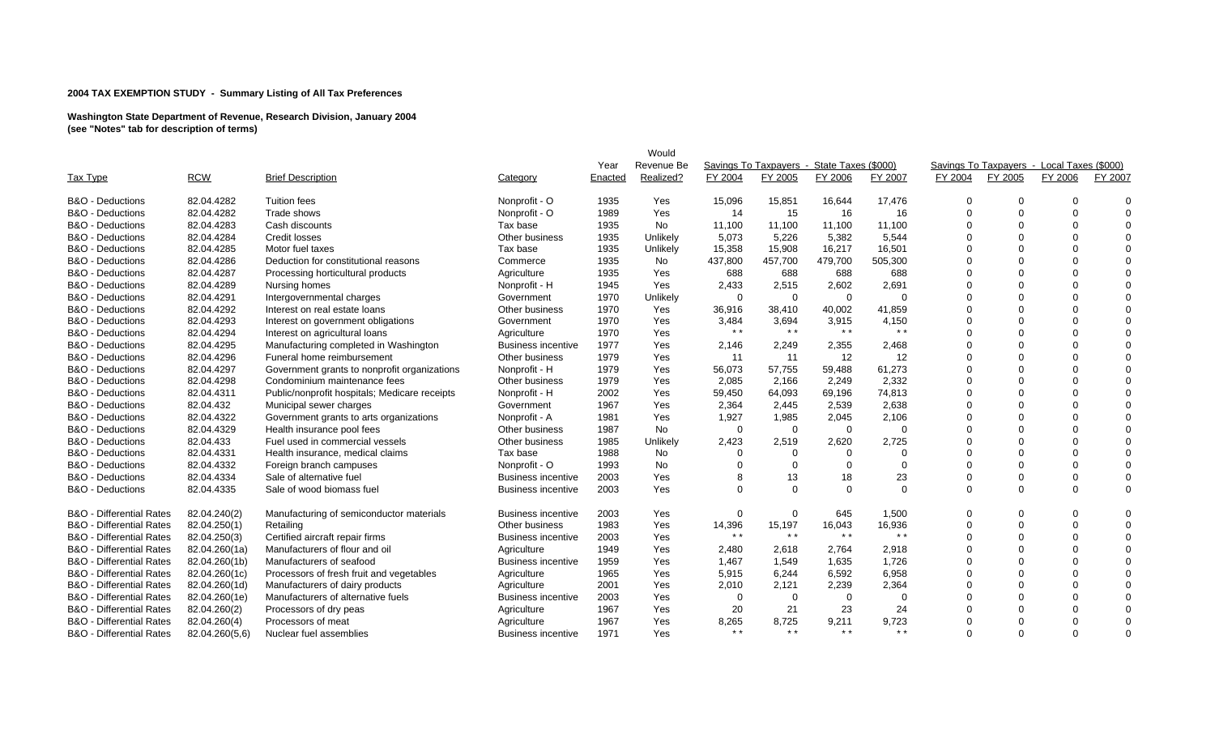**2004 TAX EXEMPTION STUDY - Summary Listing of All Tax Preferences**

**Washington State Department of Revenue, Research Division, January 2004**
**(see "Notes" tab for description of terms)**

| Tax Type | RCW | Brief Description | Category | Year Enacted | Would Revenue Be Realized? | Savings To Taxpayers - State Taxes ($000) | | | | Savings To Taxpayers - Local Taxes ($000) | | | |
|---|---|---|---|---|---|---|---|---|---|---|---|---|---|
| | | | | | | FY 2004 | FY 2005 | FY 2006 | FY 2007 | FY 2004 | FY 2005 | FY 2006 | FY 2007 |
| B&O - Deductions | 82.04.4282 | Tuition fees | Nonprofit - O | 1935 | Yes | 15,096 | 15,851 | 16,644 | 17,476 | 0 | 0 | 0 | 0 |
| B&O - Deductions | 82.04.4282 | Trade shows | Nonprofit - O | 1989 | Yes | 14 | 15 | 16 | 16 | 0 | 0 | 0 | 0 |
| B&O - Deductions | 82.04.4283 | Cash discounts | Tax base | 1935 | No | 11,100 | 11,100 | 11,100 | 11,100 | 0 | 0 | 0 | 0 |
| B&O - Deductions | 82.04.4284 | Credit losses | Other business | 1935 | Unlikely | 5,073 | 5,226 | 5,382 | 5,544 | 0 | 0 | 0 | 0 |
| B&O - Deductions | 82.04.4285 | Motor fuel taxes | Tax base | 1935 | Unlikely | 15,358 | 15,908 | 16,217 | 16,501 | 0 | 0 | 0 | 0 |
| B&O - Deductions | 82.04.4286 | Deduction for constitutional reasons | Commerce | 1935 | No | 437,800 | 457,700 | 479,700 | 505,300 | 0 | 0 | 0 | 0 |
| B&O - Deductions | 82.04.4287 | Processing horticultural products | Agriculture | 1935 | Yes | 688 | 688 | 688 | 688 | 0 | 0 | 0 | 0 |
| B&O - Deductions | 82.04.4289 | Nursing homes | Nonprofit - H | 1945 | Yes | 2,433 | 2,515 | 2,602 | 2,691 | 0 | 0 | 0 | 0 |
| B&O - Deductions | 82.04.4291 | Intergovernmental charges | Government | 1970 | Unlikely | 0 | 0 | 0 | 0 | 0 | 0 | 0 | 0 |
| B&O - Deductions | 82.04.4292 | Interest on real estate loans | Other business | 1970 | Yes | 36,916 | 38,410 | 40,002 | 41,859 | 0 | 0 | 0 | 0 |
| B&O - Deductions | 82.04.4293 | Interest on government obligations | Government | 1970 | Yes | 3,484 | 3,694 | 3,915 | 4,150 | 0 | 0 | 0 | 0 |
| B&O - Deductions | 82.04.4294 | Interest on agricultural loans | Agriculture | 1970 | Yes | * * | * * | * * | * * | 0 | 0 | 0 | 0 |
| B&O - Deductions | 82.04.4295 | Manufacturing completed in Washington | Business incentive | 1977 | Yes | 2,146 | 2,249 | 2,355 | 2,468 | 0 | 0 | 0 | 0 |
| B&O - Deductions | 82.04.4296 | Funeral home reimbursement | Other business | 1979 | Yes | 11 | 11 | 12 | 12 | 0 | 0 | 0 | 0 |
| B&O - Deductions | 82.04.4297 | Government grants to nonprofit organizations | Nonprofit - H | 1979 | Yes | 56,073 | 57,755 | 59,488 | 61,273 | 0 | 0 | 0 | 0 |
| B&O - Deductions | 82.04.4298 | Condominium maintenance fees | Other business | 1979 | Yes | 2,085 | 2,166 | 2,249 | 2,332 | 0 | 0 | 0 | 0 |
| B&O - Deductions | 82.04.4311 | Public/nonprofit hospitals; Medicare receipts | Nonprofit - H | 2002 | Yes | 59,450 | 64,093 | 69,196 | 74,813 | 0 | 0 | 0 | 0 |
| B&O - Deductions | 82.04.432 | Municipal sewer charges | Government | 1967 | Yes | 2,364 | 2,445 | 2,539 | 2,638 | 0 | 0 | 0 | 0 |
| B&O - Deductions | 82.04.4322 | Government grants to arts organizations | Nonprofit - A | 1981 | Yes | 1,927 | 1,985 | 2,045 | 2,106 | 0 | 0 | 0 | 0 |
| B&O - Deductions | 82.04.4329 | Health insurance pool fees | Other business | 1987 | No | 0 | 0 | 0 | 0 | 0 | 0 | 0 | 0 |
| B&O - Deductions | 82.04.433 | Fuel used in commercial vessels | Other business | 1985 | Unlikely | 2,423 | 2,519 | 2,620 | 2,725 | 0 | 0 | 0 | 0 |
| B&O - Deductions | 82.04.4331 | Health insurance, medical claims | Tax base | 1988 | No | 0 | 0 | 0 | 0 | 0 | 0 | 0 | 0 |
| B&O - Deductions | 82.04.4332 | Foreign branch campuses | Nonprofit - O | 1993 | No | 0 | 0 | 0 | 0 | 0 | 0 | 0 | 0 |
| B&O - Deductions | 82.04.4334 | Sale of alternative fuel | Business incentive | 2003 | Yes | 8 | 13 | 18 | 23 | 0 | 0 | 0 | 0 |
| B&O - Deductions | 82.04.4335 | Sale of wood biomass fuel | Business incentive | 2003 | Yes | 0 | 0 | 0 | 0 | 0 | 0 | 0 | 0 |
| B&O - Differential Rates | 82.04.240(2) | Manufacturing of semiconductor materials | Business incentive | 2003 | Yes | 0 | 0 | 645 | 1,500 | 0 | 0 | 0 | 0 |
| B&O - Differential Rates | 82.04.250(1) | Retailing | Other business | 1983 | Yes | 14,396 | 15,197 | 16,043 | 16,936 | 0 | 0 | 0 | 0 |
| B&O - Differential Rates | 82.04.250(3) | Certified aircraft repair firms | Business incentive | 2003 | Yes | * * | * * | * * | * * | 0 | 0 | 0 | 0 |
| B&O - Differential Rates | 82.04.260(1a) | Manufacturers of flour and oil | Agriculture | 1949 | Yes | 2,480 | 2,618 | 2,764 | 2,918 | 0 | 0 | 0 | 0 |
| B&O - Differential Rates | 82.04.260(1b) | Manufacturers of seafood | Business incentive | 1959 | Yes | 1,467 | 1,549 | 1,635 | 1,726 | 0 | 0 | 0 | 0 |
| B&O - Differential Rates | 82.04.260(1c) | Processors of fresh fruit and vegetables | Agriculture | 1965 | Yes | 5,915 | 6,244 | 6,592 | 6,958 | 0 | 0 | 0 | 0 |
| B&O - Differential Rates | 82.04.260(1d) | Manufacturers of dairy products | Agriculture | 2001 | Yes | 2,010 | 2,121 | 2,239 | 2,364 | 0 | 0 | 0 | 0 |
| B&O - Differential Rates | 82.04.260(1e) | Manufacturers of alternative fuels | Business incentive | 2003 | Yes | 0 | 0 | 0 | 0 | 0 | 0 | 0 | 0 |
| B&O - Differential Rates | 82.04.260(2) | Processors of dry peas | Agriculture | 1967 | Yes | 20 | 21 | 23 | 24 | 0 | 0 | 0 | 0 |
| B&O - Differential Rates | 82.04.260(4) | Processors of meat | Agriculture | 1967 | Yes | 8,265 | 8,725 | 9,211 | 9,723 | 0 | 0 | 0 | 0 |
| B&O - Differential Rates | 82.04.260(5,6) | Nuclear fuel assemblies | Business incentive | 1971 | Yes | * * | * * | * * | * * | 0 | 0 | 0 | 0 |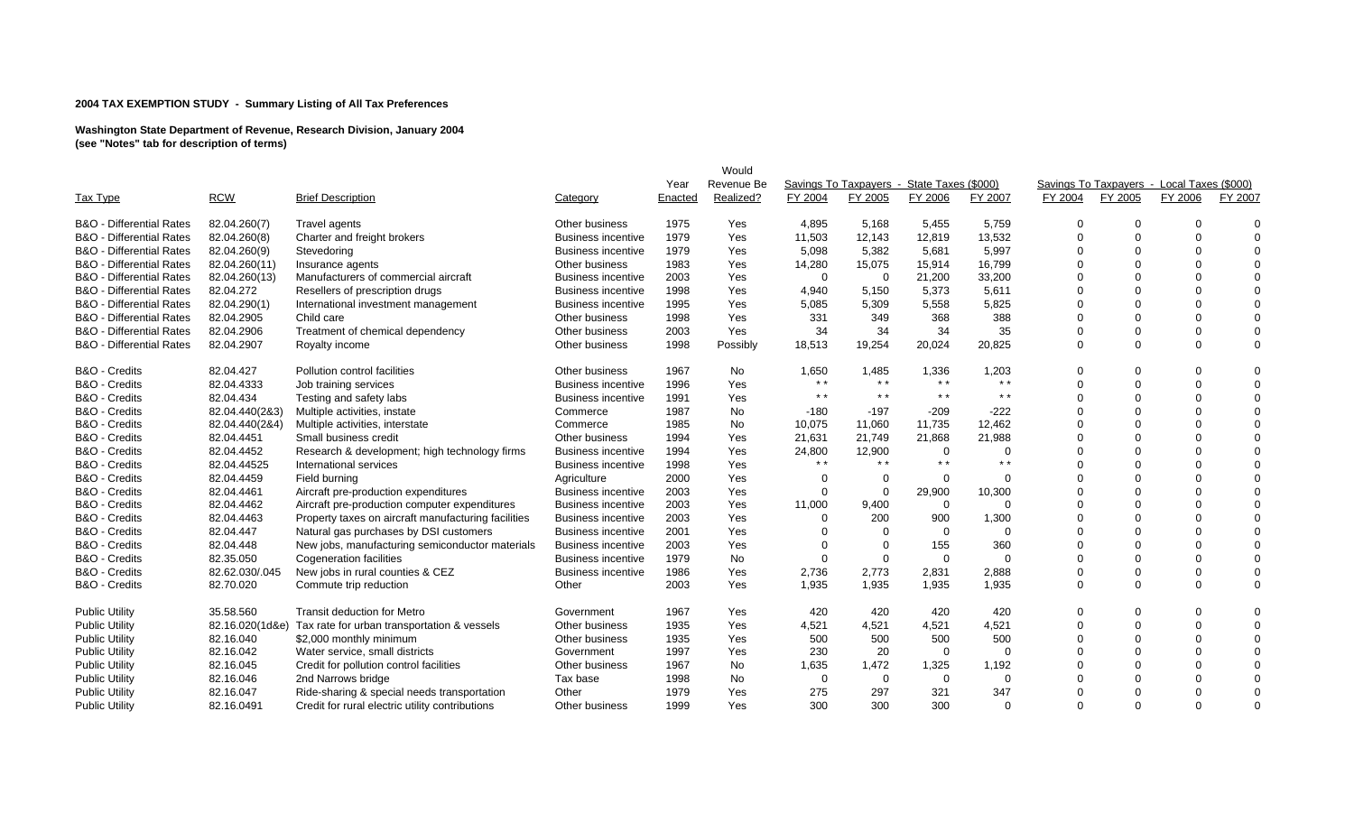**2004 TAX EXEMPTION STUDY - Summary Listing of All Tax Preferences**

**Washington State Department of Revenue, Research Division, January 2004**
**(see "Notes" tab for description of terms)**

| Tax Type | RCW | Brief Description | Category | Year Enacted | Would Revenue Be Realized? | Savings To Taxpayers - State Taxes ($000) | | | | Savings To Taxpayers - Local Taxes ($000) | | | |
|---|---|---|---|---|---|---|---|---|---|---|---|---|---|
| | | | | | | FY 2004 | FY 2005 | FY 2006 | FY 2007 | FY 2004 | FY 2005 | FY 2006 | FY 2007 |
| B&O - Differential Rates | 82.04.260(7) | Travel agents | Other business | 1975 | Yes | 4,895 | 5,168 | 5,455 | 5,759 | 0 | 0 | 0 | 0 |
| B&O - Differential Rates | 82.04.260(8) | Charter and freight brokers | Business incentive | 1979 | Yes | 11,503 | 12,143 | 12,819 | 13,532 | 0 | 0 | 0 | 0 |
| B&O - Differential Rates | 82.04.260(9) | Stevedoring | Business incentive | 1979 | Yes | 5,098 | 5,382 | 5,681 | 5,997 | 0 | 0 | 0 | 0 |
| B&O - Differential Rates | 82.04.260(11) | Insurance agents | Other business | 1983 | Yes | 14,280 | 15,075 | 15,914 | 16,799 | 0 | 0 | 0 | 0 |
| B&O - Differential Rates | 82.04.260(13) | Manufacturers of commercial aircraft | Business incentive | 2003 | Yes | 0 | 0 | 21,200 | 33,200 | 0 | 0 | 0 | 0 |
| B&O - Differential Rates | 82.04.272 | Resellers of prescription drugs | Business incentive | 1998 | Yes | 4,940 | 5,150 | 5,373 | 5,611 | 0 | 0 | 0 | 0 |
| B&O - Differential Rates | 82.04.290(1) | International investment management | Business incentive | 1995 | Yes | 5,085 | 5,309 | 5,558 | 5,825 | 0 | 0 | 0 | 0 |
| B&O - Differential Rates | 82.04.2905 | Child care | Other business | 1998 | Yes | 331 | 349 | 368 | 388 | 0 | 0 | 0 | 0 |
| B&O - Differential Rates | 82.04.2906 | Treatment of chemical dependency | Other business | 2003 | Yes | 34 | 34 | 34 | 35 | 0 | 0 | 0 | 0 |
| B&O - Differential Rates | 82.04.2907 | Royalty income | Other business | 1998 | Possibly | 18,513 | 19,254 | 20,024 | 20,825 | 0 | 0 | 0 | 0 |
| B&O - Credits | 82.04.427 | Pollution control facilities | Other business | 1967 | No | 1,650 | 1,485 | 1,336 | 1,203 | 0 | 0 | 0 | 0 |
| B&O - Credits | 82.04.4333 | Job training services | Business incentive | 1996 | Yes | * * | * * | * * | * * | 0 | 0 | 0 | 0 |
| B&O - Credits | 82.04.434 | Testing and safety labs | Business incentive | 1991 | Yes | * * | * * | * * | * * | 0 | 0 | 0 | 0 |
| B&O - Credits | 82.04.440(2&3) | Multiple activities, instate | Commerce | 1987 | No | -180 | -197 | -209 | -222 | 0 | 0 | 0 | 0 |
| B&O - Credits | 82.04.440(2&4) | Multiple activities, interstate | Commerce | 1985 | No | 10,075 | 11,060 | 11,735 | 12,462 | 0 | 0 | 0 | 0 |
| B&O - Credits | 82.04.4451 | Small business credit | Other business | 1994 | Yes | 21,631 | 21,749 | 21,868 | 21,988 | 0 | 0 | 0 | 0 |
| B&O - Credits | 82.04.4452 | Research & development; high technology firms | Business incentive | 1994 | Yes | 24,800 | 12,900 | 0 | 0 | 0 | 0 | 0 | 0 |
| B&O - Credits | 82.04.44525 | International services | Business incentive | 1998 | Yes | * * | * * | * * | * * | 0 | 0 | 0 | 0 |
| B&O - Credits | 82.04.4459 | Field burning | Agriculture | 2000 | Yes | 0 | 0 | 0 | 0 | 0 | 0 | 0 | 0 |
| B&O - Credits | 82.04.4461 | Aircraft pre-production expenditures | Business incentive | 2003 | Yes | 0 | 0 | 29,900 | 10,300 | 0 | 0 | 0 | 0 |
| B&O - Credits | 82.04.4462 | Aircraft pre-production computer expenditures | Business incentive | 2003 | Yes | 11,000 | 9,400 | 0 | 0 | 0 | 0 | 0 | 0 |
| B&O - Credits | 82.04.4463 | Property taxes on aircraft manufacturing facilities | Business incentive | 2003 | Yes | 0 | 200 | 900 | 1,300 | 0 | 0 | 0 | 0 |
| B&O - Credits | 82.04.447 | Natural gas purchases by DSI customers | Business incentive | 2001 | Yes | 0 | 0 | 0 | 0 | 0 | 0 | 0 | 0 |
| B&O - Credits | 82.04.448 | New jobs, manufacturing semiconductor materials | Business incentive | 2003 | Yes | 0 | 0 | 155 | 360 | 0 | 0 | 0 | 0 |
| B&O - Credits | 82.35.050 | Cogeneration facilities | Business incentive | 1979 | No | 0 | 0 | 0 | 0 | 0 | 0 | 0 | 0 |
| B&O - Credits | 82.62.030/.045 | New jobs in rural counties & CEZ | Business incentive | 1986 | Yes | 2,736 | 2,773 | 2,831 | 2,888 | 0 | 0 | 0 | 0 |
| B&O - Credits | 82.70.020 | Commute trip reduction | Other | 2003 | Yes | 1,935 | 1,935 | 1,935 | 1,935 | 0 | 0 | 0 | 0 |
| Public Utility | 35.58.560 | Transit deduction for Metro | Government | 1967 | Yes | 420 | 420 | 420 | 420 | 0 | 0 | 0 | 0 |
| Public Utility | 82.16.020(1d&e) | Tax rate for urban transportation & vessels | Other business | 1935 | Yes | 4,521 | 4,521 | 4,521 | 4,521 | 0 | 0 | 0 | 0 |
| Public Utility | 82.16.040 | $2,000 monthly minimum | Other business | 1935 | Yes | 500 | 500 | 500 | 500 | 0 | 0 | 0 | 0 |
| Public Utility | 82.16.042 | Water service, small districts | Government | 1997 | Yes | 230 | 20 | 0 | 0 | 0 | 0 | 0 | 0 |
| Public Utility | 82.16.045 | Credit for pollution control facilities | Other business | 1967 | No | 1,635 | 1,472 | 1,325 | 1,192 | 0 | 0 | 0 | 0 |
| Public Utility | 82.16.046 | 2nd Narrows bridge | Tax base | 1998 | No | 0 | 0 | 0 | 0 | 0 | 0 | 0 | 0 |
| Public Utility | 82.16.047 | Ride-sharing & special needs transportation | Other | 1979 | Yes | 275 | 297 | 321 | 347 | 0 | 0 | 0 | 0 |
| Public Utility | 82.16.0491 | Credit for rural electric utility contributions | Other business | 1999 | Yes | 300 | 300 | 300 | 0 | 0 | 0 | 0 | 0 |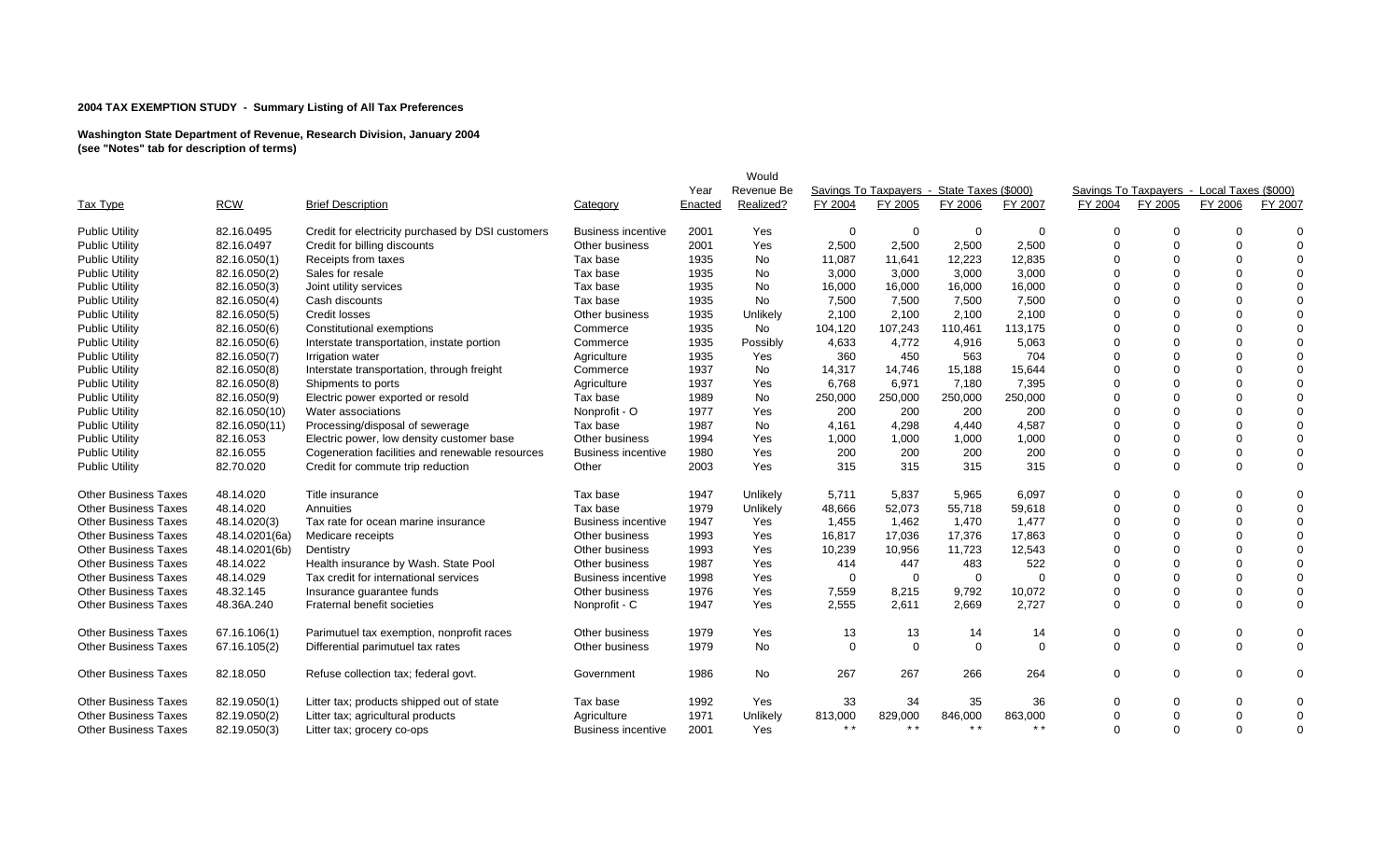**2004 TAX EXEMPTION STUDY - Summary Listing of All Tax Preferences**

**Washington State Department of Revenue, Research Division, January 2004**
**(see "Notes" tab for description of terms)**

| Tax Type | RCW | Brief Description | Category | Year Enacted | Would Revenue Be Realized? | Savings To Taxpayers - State Taxes ($000) | | | | Savings To Taxpayers - Local Taxes ($000) | | | |
|---|---|---|---|---|---|---|---|---|---|---|---|---|---|
| | | | | | | FY 2004 | FY 2005 | FY 2006 | FY 2007 | FY 2004 | FY 2005 | FY 2006 | FY 2007 |
| Public Utility | 82.16.0495 | Credit for electricity purchased by DSI customers | Business incentive | 2001 | Yes | 0 | 0 | 0 | 0 | 0 | 0 | 0 | 0 |
| Public Utility | 82.16.0497 | Credit for billing discounts | Other business | 2001 | Yes | 2,500 | 2,500 | 2,500 | 2,500 | 0 | 0 | 0 | 0 |
| Public Utility | 82.16.050(1) | Receipts from taxes | Tax base | 1935 | No | 11,087 | 11,641 | 12,223 | 12,835 | 0 | 0 | 0 | 0 |
| Public Utility | 82.16.050(2) | Sales for resale | Tax base | 1935 | No | 3,000 | 3,000 | 3,000 | 3,000 | 0 | 0 | 0 | 0 |
| Public Utility | 82.16.050(3) | Joint utility services | Tax base | 1935 | No | 16,000 | 16,000 | 16,000 | 16,000 | 0 | 0 | 0 | 0 |
| Public Utility | 82.16.050(4) | Cash discounts | Tax base | 1935 | No | 7,500 | 7,500 | 7,500 | 7,500 | 0 | 0 | 0 | 0 |
| Public Utility | 82.16.050(5) | Credit losses | Other business | 1935 | Unlikely | 2,100 | 2,100 | 2,100 | 2,100 | 0 | 0 | 0 | 0 |
| Public Utility | 82.16.050(6) | Constitutional exemptions | Commerce | 1935 | No | 104,120 | 107,243 | 110,461 | 113,175 | 0 | 0 | 0 | 0 |
| Public Utility | 82.16.050(6) | Interstate transportation, instate portion | Commerce | 1935 | Possibly | 4,633 | 4,772 | 4,916 | 5,063 | 0 | 0 | 0 | 0 |
| Public Utility | 82.16.050(7) | Irrigation water | Agriculture | 1935 | Yes | 360 | 450 | 563 | 704 | 0 | 0 | 0 | 0 |
| Public Utility | 82.16.050(8) | Interstate transportation, through freight | Commerce | 1937 | No | 14,317 | 14,746 | 15,188 | 15,644 | 0 | 0 | 0 | 0 |
| Public Utility | 82.16.050(8) | Shipments to ports | Agriculture | 1937 | Yes | 6,768 | 6,971 | 7,180 | 7,395 | 0 | 0 | 0 | 0 |
| Public Utility | 82.16.050(9) | Electric power exported or resold | Tax base | 1989 | No | 250,000 | 250,000 | 250,000 | 250,000 | 0 | 0 | 0 | 0 |
| Public Utility | 82.16.050(10) | Water associations | Nonprofit - O | 1977 | Yes | 200 | 200 | 200 | 200 | 0 | 0 | 0 | 0 |
| Public Utility | 82.16.050(11) | Processing/disposal of sewerage | Tax base | 1987 | No | 4,161 | 4,298 | 4,440 | 4,587 | 0 | 0 | 0 | 0 |
| Public Utility | 82.16.053 | Electric power, low density customer base | Other business | 1994 | Yes | 1,000 | 1,000 | 1,000 | 1,000 | 0 | 0 | 0 | 0 |
| Public Utility | 82.16.055 | Cogeneration facilities and renewable resources | Business incentive | 1980 | Yes | 200 | 200 | 200 | 200 | 0 | 0 | 0 | 0 |
| Public Utility | 82.70.020 | Credit for commute trip reduction | Other | 2003 | Yes | 315 | 315 | 315 | 315 | 0 | 0 | 0 | 0 |
| Other Business Taxes | 48.14.020 | Title insurance | Tax base | 1947 | Unlikely | 5,711 | 5,837 | 5,965 | 6,097 | 0 | 0 | 0 | 0 |
| Other Business Taxes | 48.14.020 | Annuities | Tax base | 1979 | Unlikely | 48,666 | 52,073 | 55,718 | 59,618 | 0 | 0 | 0 | 0 |
| Other Business Taxes | 48.14.020(3) | Tax rate for ocean marine insurance | Business incentive | 1947 | Yes | 1,455 | 1,462 | 1,470 | 1,477 | 0 | 0 | 0 | 0 |
| Other Business Taxes | 48.14.0201(6a) | Medicare receipts | Other business | 1993 | Yes | 16,817 | 17,036 | 17,376 | 17,863 | 0 | 0 | 0 | 0 |
| Other Business Taxes | 48.14.0201(6b) | Dentistry | Other business | 1993 | Yes | 10,239 | 10,956 | 11,723 | 12,543 | 0 | 0 | 0 | 0 |
| Other Business Taxes | 48.14.022 | Health insurance by Wash. State Pool | Other business | 1987 | Yes | 414 | 447 | 483 | 522 | 0 | 0 | 0 | 0 |
| Other Business Taxes | 48.14.029 | Tax credit for international services | Business incentive | 1998 | Yes | 0 | 0 | 0 | 0 | 0 | 0 | 0 | 0 |
| Other Business Taxes | 48.32.145 | Insurance guarantee funds | Other business | 1976 | Yes | 7,559 | 8,215 | 9,792 | 10,072 | 0 | 0 | 0 | 0 |
| Other Business Taxes | 48.36A.240 | Fraternal benefit societies | Nonprofit - C | 1947 | Yes | 2,555 | 2,611 | 2,669 | 2,727 | 0 | 0 | 0 | 0 |
| Other Business Taxes | 67.16.106(1) | Parimutuel tax exemption, nonprofit races | Other business | 1979 | Yes | 13 | 13 | 14 | 14 | 0 | 0 | 0 | 0 |
| Other Business Taxes | 67.16.105(2) | Differential parimutuel tax rates | Other business | 1979 | No | 0 | 0 | 0 | 0 | 0 | 0 | 0 | 0 |
| Other Business Taxes | 82.18.050 | Refuse collection tax; federal govt. | Government | 1986 | No | 267 | 267 | 266 | 264 | 0 | 0 | 0 | 0 |
| Other Business Taxes | 82.19.050(1) | Litter tax; products shipped out of state | Tax base | 1992 | Yes | 33 | 34 | 35 | 36 | 0 | 0 | 0 | 0 |
| Other Business Taxes | 82.19.050(2) | Litter tax; agricultural products | Agriculture | 1971 | Unlikely | 813,000 | 829,000 | 846,000 | 863,000 | 0 | 0 | 0 | 0 |
| Other Business Taxes | 82.19.050(3) | Litter tax; grocery co-ops | Business incentive | 2001 | Yes | * * | * * | * * | * * | 0 | 0 | 0 | 0 |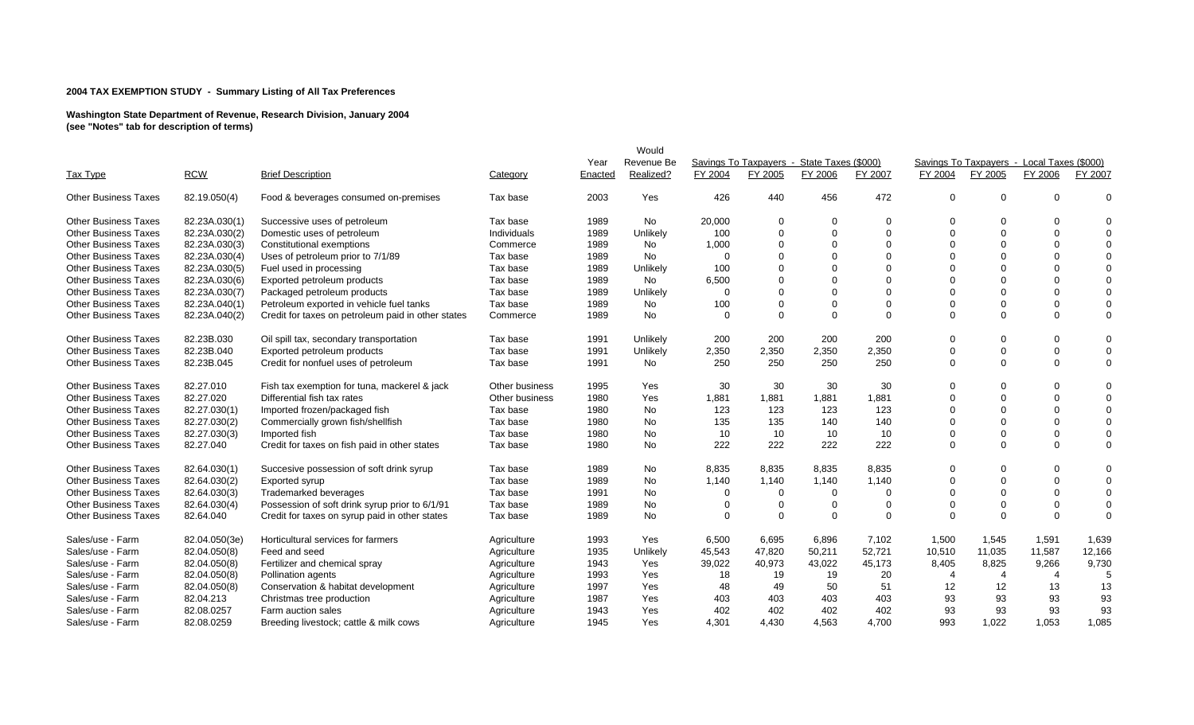**2004 TAX EXEMPTION STUDY - Summary Listing of All Tax Preferences**

**Washington State Department of Revenue, Research Division, January 2004**
**(see "Notes" tab for description of terms)**

| Tax Type | RCW | Brief Description | Category | Year Enacted | Would Revenue Be Realized? | Savings To Taxpayers - State Taxes ($000) | | | | Savings To Taxpayers - Local Taxes ($000) | | | |
|---|---|---|---|---|---|---|---|---|---|---|---|---|---|
| | | | | | | FY 2004 | FY 2005 | FY 2006 | FY 2007 | FY 2004 | FY 2005 | FY 2006 | FY 2007 |
| Other Business Taxes | 82.19.050(4) | Food & beverages consumed on-premises | Tax base | 2003 | Yes | 426 | 440 | 456 | 472 | 0 | 0 | 0 | 0 |
| Other Business Taxes | 82.23A.030(1) | Successive uses of petroleum | Tax base | 1989 | No | 20,000 | 0 | 0 | 0 | 0 | 0 | 0 | 0 |
| Other Business Taxes | 82.23A.030(2) | Domestic uses of petroleum | Individuals | 1989 | Unlikely | 100 | 0 | 0 | 0 | 0 | 0 | 0 | 0 |
| Other Business Taxes | 82.23A.030(3) | Constitutional exemptions | Commerce | 1989 | No | 1,000 | 0 | 0 | 0 | 0 | 0 | 0 | 0 |
| Other Business Taxes | 82.23A.030(4) | Uses of petroleum prior to 7/1/89 | Tax base | 1989 | No | 0 | 0 | 0 | 0 | 0 | 0 | 0 | 0 |
| Other Business Taxes | 82.23A.030(5) | Fuel used in processing | Tax base | 1989 | Unlikely | 100 | 0 | 0 | 0 | 0 | 0 | 0 | 0 |
| Other Business Taxes | 82.23A.030(6) | Exported petroleum products | Tax base | 1989 | No | 6,500 | 0 | 0 | 0 | 0 | 0 | 0 | 0 |
| Other Business Taxes | 82.23A.030(7) | Packaged petroleum products | Tax base | 1989 | Unlikely | 0 | 0 | 0 | 0 | 0 | 0 | 0 | 0 |
| Other Business Taxes | 82.23A.040(1) | Petroleum exported in vehicle fuel tanks | Tax base | 1989 | No | 100 | 0 | 0 | 0 | 0 | 0 | 0 | 0 |
| Other Business Taxes | 82.23A.040(2) | Credit for taxes on petroleum paid in other states | Commerce | 1989 | No | 0 | 0 | 0 | 0 | 0 | 0 | 0 | 0 |
| Other Business Taxes | 82.23B.030 | Oil spill tax, secondary transportation | Tax base | 1991 | Unlikely | 200 | 200 | 200 | 200 | 0 | 0 | 0 | 0 |
| Other Business Taxes | 82.23B.040 | Exported petroleum products | Tax base | 1991 | Unlikely | 2,350 | 2,350 | 2,350 | 2,350 | 0 | 0 | 0 | 0 |
| Other Business Taxes | 82.23B.045 | Credit for nonfuel uses of petroleum | Tax base | 1991 | No | 250 | 250 | 250 | 250 | 0 | 0 | 0 | 0 |
| Other Business Taxes | 82.27.010 | Fish tax exemption for tuna, mackerel & jack | Other business | 1995 | Yes | 30 | 30 | 30 | 30 | 0 | 0 | 0 | 0 |
| Other Business Taxes | 82.27.020 | Differential fish tax rates | Other business | 1980 | Yes | 1,881 | 1,881 | 1,881 | 1,881 | 0 | 0 | 0 | 0 |
| Other Business Taxes | 82.27.030(1) | Imported frozen/packaged fish | Tax base | 1980 | No | 123 | 123 | 123 | 123 | 0 | 0 | 0 | 0 |
| Other Business Taxes | 82.27.030(2) | Commercially grown fish/shellfish | Tax base | 1980 | No | 135 | 135 | 140 | 140 | 0 | 0 | 0 | 0 |
| Other Business Taxes | 82.27.030(3) | Imported fish | Tax base | 1980 | No | 10 | 10 | 10 | 10 | 0 | 0 | 0 | 0 |
| Other Business Taxes | 82.27.040 | Credit for taxes on fish paid in other states | Tax base | 1980 | No | 222 | 222 | 222 | 222 | 0 | 0 | 0 | 0 |
| Other Business Taxes | 82.64.030(1) | Succesive possession of soft drink syrup | Tax base | 1989 | No | 8,835 | 8,835 | 8,835 | 8,835 | 0 | 0 | 0 | 0 |
| Other Business Taxes | 82.64.030(2) | Exported syrup | Tax base | 1989 | No | 1,140 | 1,140 | 1,140 | 1,140 | 0 | 0 | 0 | 0 |
| Other Business Taxes | 82.64.030(3) | Trademarked beverages | Tax base | 1991 | No | 0 | 0 | 0 | 0 | 0 | 0 | 0 | 0 |
| Other Business Taxes | 82.64.030(4) | Possession of soft drink syrup prior to 6/1/91 | Tax base | 1989 | No | 0 | 0 | 0 | 0 | 0 | 0 | 0 | 0 |
| Other Business Taxes | 82.64.040 | Credit for taxes on syrup paid in other states | Tax base | 1989 | No | 0 | 0 | 0 | 0 | 0 | 0 | 0 | 0 |
| Sales/use - Farm | 82.04.050(3e) | Horticultural services for farmers | Agriculture | 1993 | Yes | 6,500 | 6,695 | 6,896 | 7,102 | 1,500 | 1,545 | 1,591 | 1,639 |
| Sales/use - Farm | 82.04.050(8) | Feed and seed | Agriculture | 1935 | Unlikely | 45,543 | 47,820 | 50,211 | 52,721 | 10,510 | 11,035 | 11,587 | 12,166 |
| Sales/use - Farm | 82.04.050(8) | Fertilizer and chemical spray | Agriculture | 1943 | Yes | 39,022 | 40,973 | 43,022 | 45,173 | 8,405 | 8,825 | 9,266 | 9,730 |
| Sales/use - Farm | 82.04.050(8) | Pollination agents | Agriculture | 1993 | Yes | 18 | 19 | 19 | 20 | 4 | 4 | 4 | 5 |
| Sales/use - Farm | 82.04.050(8) | Conservation & habitat development | Agriculture | 1997 | Yes | 48 | 49 | 50 | 51 | 12 | 12 | 13 | 13 |
| Sales/use - Farm | 82.04.213 | Christmas tree production | Agriculture | 1987 | Yes | 403 | 403 | 403 | 403 | 93 | 93 | 93 | 93 |
| Sales/use - Farm | 82.08.0257 | Farm auction sales | Agriculture | 1943 | Yes | 402 | 402 | 402 | 402 | 93 | 93 | 93 | 93 |
| Sales/use - Farm | 82.08.0259 | Breeding livestock; cattle & milk cows | Agriculture | 1945 | Yes | 4,301 | 4,430 | 4,563 | 4,700 | 993 | 1,022 | 1,053 | 1,085 |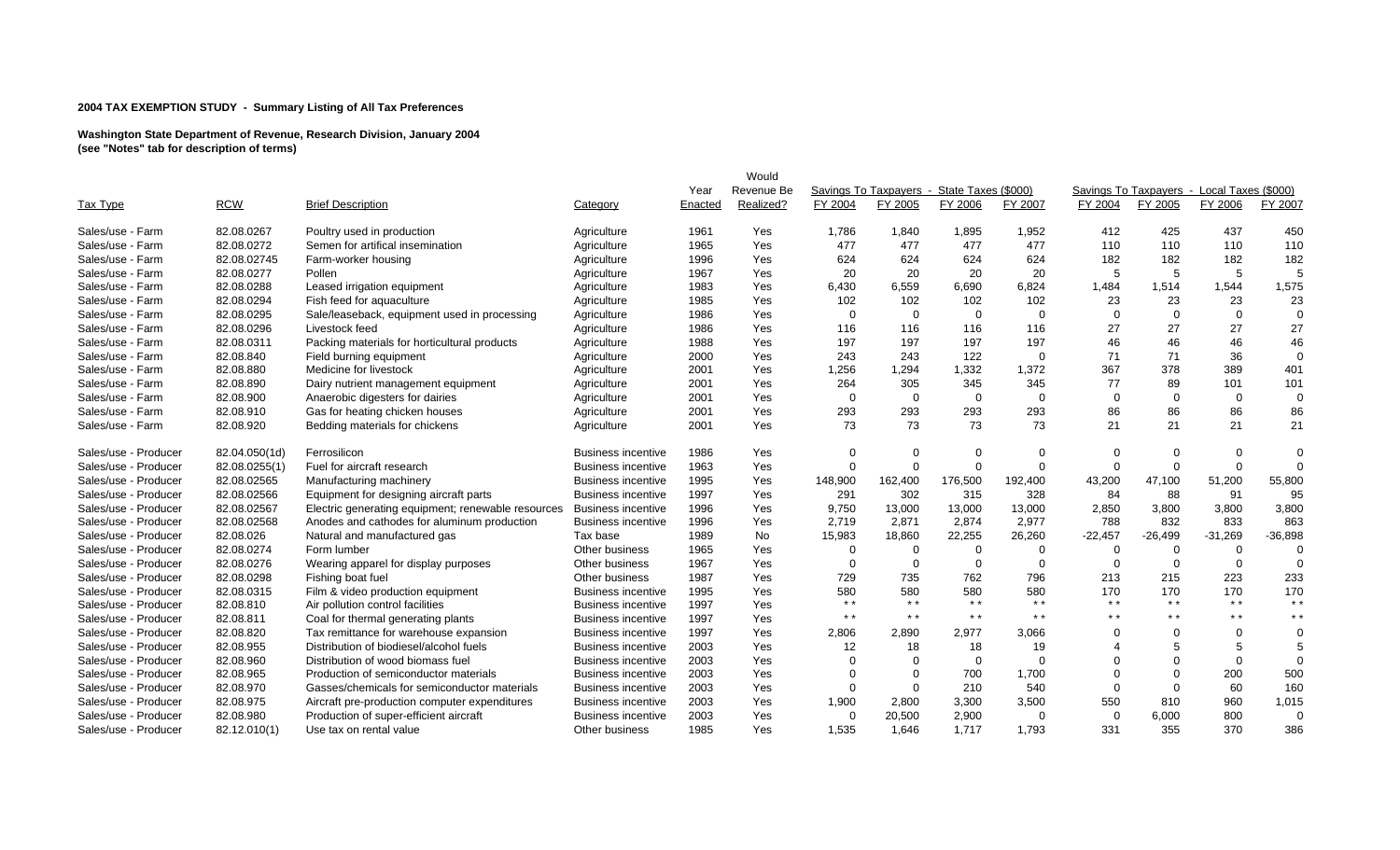**2004 TAX EXEMPTION STUDY - Summary Listing of All Tax Preferences**

**Washington State Department of Revenue, Research Division, January 2004**
**(see "Notes" tab for description of terms)**

| Tax Type | RCW | Brief Description | Category | Year Enacted | Would Revenue Be Realized? | Savings To Taxpayers - State Taxes ($000) | | | | Savings To Taxpayers - Local Taxes ($000) | | | |
|---|---|---|---|---|---|---|---|---|---|---|---|---|---|
| | | | | | | FY 2004 | FY 2005 | FY 2006 | FY 2007 | FY 2004 | FY 2005 | FY 2006 | FY 2007 |
| Sales/use - Farm | 82.08.0267 | Poultry used in production | Agriculture | 1961 | Yes | 1,786 | 1,840 | 1,895 | 1,952 | 412 | 425 | 437 | 450 |
| Sales/use - Farm | 82.08.0272 | Semen for artifical insemination | Agriculture | 1965 | Yes | 477 | 477 | 477 | 477 | 110 | 110 | 110 | 110 |
| Sales/use - Farm | 82.08.02745 | Farm-worker housing | Agriculture | 1996 | Yes | 624 | 624 | 624 | 624 | 182 | 182 | 182 | 182 |
| Sales/use - Farm | 82.08.0277 | Pollen | Agriculture | 1967 | Yes | 20 | 20 | 20 | 20 | 5 | 5 | 5 | 5 |
| Sales/use - Farm | 82.08.0288 | Leased irrigation equipment | Agriculture | 1983 | Yes | 6,430 | 6,559 | 6,690 | 6,824 | 1,484 | 1,514 | 1,544 | 1,575 |
| Sales/use - Farm | 82.08.0294 | Fish feed for aquaculture | Agriculture | 1985 | Yes | 102 | 102 | 102 | 102 | 23 | 23 | 23 | 23 |
| Sales/use - Farm | 82.08.0295 | Sale/leaseback, equipment used in processing | Agriculture | 1986 | Yes | 0 | 0 | 0 | 0 | 0 | 0 | 0 | 0 |
| Sales/use - Farm | 82.08.0296 | Livestock feed | Agriculture | 1986 | Yes | 116 | 116 | 116 | 116 | 27 | 27 | 27 | 27 |
| Sales/use - Farm | 82.08.0311 | Packing materials for horticultural products | Agriculture | 1988 | Yes | 197 | 197 | 197 | 197 | 46 | 46 | 46 | 46 |
| Sales/use - Farm | 82.08.840 | Field burning equipment | Agriculture | 2000 | Yes | 243 | 243 | 122 | 0 | 71 | 71 | 36 | 0 |
| Sales/use - Farm | 82.08.880 | Medicine for livestock | Agriculture | 2001 | Yes | 1,256 | 1,294 | 1,332 | 1,372 | 367 | 378 | 389 | 401 |
| Sales/use - Farm | 82.08.890 | Dairy nutrient management equipment | Agriculture | 2001 | Yes | 264 | 305 | 345 | 345 | 77 | 89 | 101 | 101 |
| Sales/use - Farm | 82.08.900 | Anaerobic digesters for dairies | Agriculture | 2001 | Yes | 0 | 0 | 0 | 0 | 0 | 0 | 0 | 0 |
| Sales/use - Farm | 82.08.910 | Gas for heating chicken houses | Agriculture | 2001 | Yes | 293 | 293 | 293 | 293 | 86 | 86 | 86 | 86 |
| Sales/use - Farm | 82.08.920 | Bedding materials for chickens | Agriculture | 2001 | Yes | 73 | 73 | 73 | 73 | 21 | 21 | 21 | 21 |
| Sales/use - Producer | 82.04.050(1d) | Ferrosilicon | Business incentive | 1986 | Yes | 0 | 0 | 0 | 0 | 0 | 0 | 0 | 0 |
| Sales/use - Producer | 82.08.0255(1) | Fuel for aircraft research | Business incentive | 1963 | Yes | 0 | 0 | 0 | 0 | 0 | 0 | 0 | 0 |
| Sales/use - Producer | 82.08.02565 | Manufacturing machinery | Business incentive | 1995 | Yes | 148,900 | 162,400 | 176,500 | 192,400 | 43,200 | 47,100 | 51,200 | 55,800 |
| Sales/use - Producer | 82.08.02566 | Equipment for designing aircraft parts | Business incentive | 1997 | Yes | 291 | 302 | 315 | 328 | 84 | 88 | 91 | 95 |
| Sales/use - Producer | 82.08.02567 | Electric generating equipment; renewable resources | Business incentive | 1996 | Yes | 9,750 | 13,000 | 13,000 | 13,000 | 2,850 | 3,800 | 3,800 | 3,800 |
| Sales/use - Producer | 82.08.02568 | Anodes and cathodes for aluminum production | Business incentive | 1996 | Yes | 2,719 | 2,871 | 2,874 | 2,977 | 788 | 832 | 833 | 863 |
| Sales/use - Producer | 82.08.026 | Natural and manufactured gas | Tax base | 1989 | No | 15,983 | 18,860 | 22,255 | 26,260 | -22,457 | -26,499 | -31,269 | -36,898 |
| Sales/use - Producer | 82.08.0274 | Form lumber | Other business | 1965 | Yes | 0 | 0 | 0 | 0 | 0 | 0 | 0 | 0 |
| Sales/use - Producer | 82.08.0276 | Wearing apparel for display purposes | Other business | 1967 | Yes | 0 | 0 | 0 | 0 | 0 | 0 | 0 | 0 |
| Sales/use - Producer | 82.08.0298 | Fishing boat fuel | Other business | 1987 | Yes | 729 | 735 | 762 | 796 | 213 | 215 | 223 | 233 |
| Sales/use - Producer | 82.08.0315 | Film & video production equipment | Business incentive | 1995 | Yes | 580 | 580 | 580 | 580 | 170 | 170 | 170 | 170 |
| Sales/use - Producer | 82.08.810 | Air pollution control facilities | Business incentive | 1997 | Yes | * * | * * | * * | * * | * * | * * | * * | * * |
| Sales/use - Producer | 82.08.811 | Coal for thermal generating plants | Business incentive | 1997 | Yes | * * | * * | * * | * * | * * | * * | * * | * * |
| Sales/use - Producer | 82.08.820 | Tax remittance for warehouse expansion | Business incentive | 1997 | Yes | 2,806 | 2,890 | 2,977 | 3,066 | 0 | 0 | 0 | 0 |
| Sales/use - Producer | 82.08.955 | Distribution of biodiesel/alcohol fuels | Business incentive | 2003 | Yes | 12 | 18 | 18 | 19 | 4 | 5 | 5 | 5 |
| Sales/use - Producer | 82.08.960 | Distribution of wood biomass fuel | Business incentive | 2003 | Yes | 0 | 0 | 0 | 0 | 0 | 0 | 0 | 0 |
| Sales/use - Producer | 82.08.965 | Production of semiconductor materials | Business incentive | 2003 | Yes | 0 | 0 | 700 | 1,700 | 0 | 0 | 200 | 500 |
| Sales/use - Producer | 82.08.970 | Gasses/chemicals for semiconductor materials | Business incentive | 2003 | Yes | 0 | 0 | 210 | 540 | 0 | 0 | 60 | 160 |
| Sales/use - Producer | 82.08.975 | Aircraft pre-production computer expenditures | Business incentive | 2003 | Yes | 1,900 | 2,800 | 3,300 | 3,500 | 550 | 810 | 960 | 1,015 |
| Sales/use - Producer | 82.08.980 | Production of super-efficient aircraft | Business incentive | 2003 | Yes | 0 | 20,500 | 2,900 | 0 | 0 | 6,000 | 800 | 0 |
| Sales/use - Producer | 82.12.010(1) | Use tax on rental value | Other business | 1985 | Yes | 1,535 | 1,646 | 1,717 | 1,793 | 331 | 355 | 370 | 386 |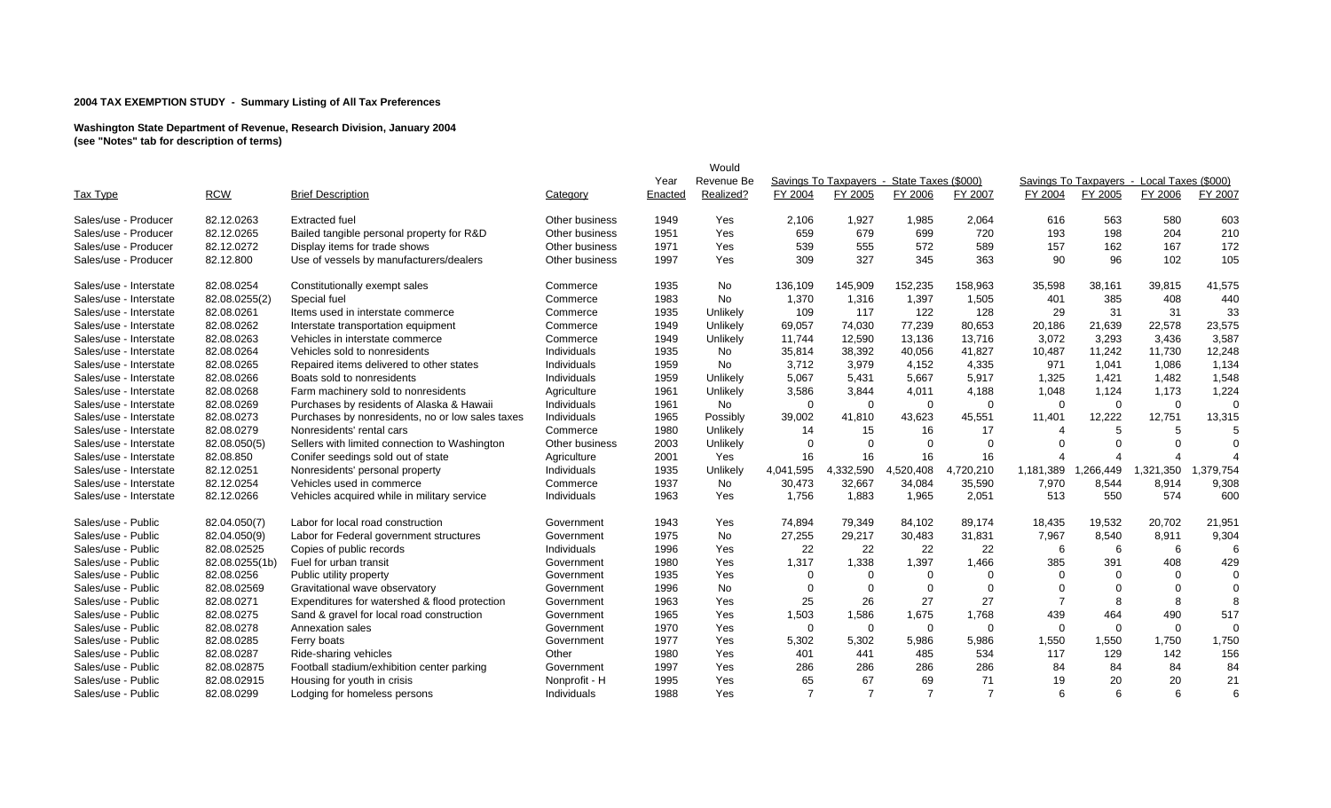**2004 TAX EXEMPTION STUDY - Summary Listing of All Tax Preferences**

**Washington State Department of Revenue, Research Division, January 2004**
**(see "Notes" tab for description of terms)**

| Tax Type | RCW | Brief Description | Category | Year Enacted | Would Revenue Be Realized? | Savings To Taxpayers - State Taxes ($000) | | | | Savings To Taxpayers - Local Taxes ($000) | | | |
|---|---|---|---|---|---|---|---|---|---|---|---|---|---|
| | | | | | | FY 2004 | FY 2005 | FY 2006 | FY 2007 | FY 2004 | FY 2005 | FY 2006 | FY 2007 |
| Sales/use - Producer | 82.12.0263 | Extracted fuel | Other business | 1949 | Yes | 2,106 | 1,927 | 1,985 | 2,064 | 616 | 563 | 580 | 603 |
| Sales/use - Producer | 82.12.0265 | Bailed tangible personal property for R&D | Other business | 1951 | Yes | 659 | 679 | 699 | 720 | 193 | 198 | 204 | 210 |
| Sales/use - Producer | 82.12.0272 | Display items for trade shows | Other business | 1971 | Yes | 539 | 555 | 572 | 589 | 157 | 162 | 167 | 172 |
| Sales/use - Producer | 82.12.800 | Use of vessels by manufacturers/dealers | Other business | 1997 | Yes | 309 | 327 | 345 | 363 | 90 | 96 | 102 | 105 |
| Sales/use - Interstate | 82.08.0254 | Constitutionally exempt sales | Commerce | 1935 | No | 136,109 | 145,909 | 152,235 | 158,963 | 35,598 | 38,161 | 39,815 | 41,575 |
| Sales/use - Interstate | 82.08.0255(2) | Special fuel | Commerce | 1983 | No | 1,370 | 1,316 | 1,397 | 1,505 | 401 | 385 | 408 | 440 |
| Sales/use - Interstate | 82.08.0261 | Items used in interstate commerce | Commerce | 1935 | Unlikely | 109 | 117 | 122 | 128 | 29 | 31 | 31 | 33 |
| Sales/use - Interstate | 82.08.0262 | Interstate transportation equipment | Commerce | 1949 | Unlikely | 69,057 | 74,030 | 77,239 | 80,653 | 20,186 | 21,639 | 22,578 | 23,575 |
| Sales/use - Interstate | 82.08.0263 | Vehicles in interstate commerce | Commerce | 1949 | Unlikely | 11,744 | 12,590 | 13,136 | 13,716 | 3,072 | 3,293 | 3,436 | 3,587 |
| Sales/use - Interstate | 82.08.0264 | Vehicles sold to nonresidents | Individuals | 1935 | No | 35,814 | 38,392 | 40,056 | 41,827 | 10,487 | 11,242 | 11,730 | 12,248 |
| Sales/use - Interstate | 82.08.0265 | Repaired items delivered to other states | Individuals | 1959 | No | 3,712 | 3,979 | 4,152 | 4,335 | 971 | 1,041 | 1,086 | 1,134 |
| Sales/use - Interstate | 82.08.0266 | Boats sold to nonresidents | Individuals | 1959 | Unlikely | 5,067 | 5,431 | 5,667 | 5,917 | 1,325 | 1,421 | 1,482 | 1,548 |
| Sales/use - Interstate | 82.08.0268 | Farm machinery sold to nonresidents | Agriculture | 1961 | Unlikely | 3,586 | 3,844 | 4,011 | 4,188 | 1,048 | 1,124 | 1,173 | 1,224 |
| Sales/use - Interstate | 82.08.0269 | Purchases by residents of Alaska & Hawaii | Individuals | 1961 | No | 0 | 0 | 0 | 0 | 0 | 0 | 0 | 0 |
| Sales/use - Interstate | 82.08.0273 | Purchases by nonresidents, no or low sales taxes | Individuals | 1965 | Possibly | 39,002 | 41,810 | 43,623 | 45,551 | 11,401 | 12,222 | 12,751 | 13,315 |
| Sales/use - Interstate | 82.08.0279 | Nonresidents' rental cars | Commerce | 1980 | Unlikely | 14 | 15 | 16 | 17 | 4 | 5 | 5 | 5 |
| Sales/use - Interstate | 82.08.050(5) | Sellers with limited connection to Washington | Other business | 2003 | Unlikely | 0 | 0 | 0 | 0 | 0 | 0 | 0 | 0 |
| Sales/use - Interstate | 82.08.850 | Conifer seedings sold out of state | Agriculture | 2001 | Yes | 16 | 16 | 16 | 16 | 4 | 4 | 4 | 4 |
| Sales/use - Interstate | 82.12.0251 | Nonresidents' personal property | Individuals | 1935 | Unlikely | 4,041,595 | 4,332,590 | 4,520,408 | 4,720,210 | 1,181,389 | 1,266,449 | 1,321,350 | 1,379,754 |
| Sales/use - Interstate | 82.12.0254 | Vehicles used in commerce | Commerce | 1937 | No | 30,473 | 32,667 | 34,084 | 35,590 | 7,970 | 8,544 | 8,914 | 9,308 |
| Sales/use - Interstate | 82.12.0266 | Vehicles acquired while in military service | Individuals | 1963 | Yes | 1,756 | 1,883 | 1,965 | 2,051 | 513 | 550 | 574 | 600 |
| Sales/use - Public | 82.04.050(7) | Labor for local road construction | Government | 1943 | Yes | 74,894 | 79,349 | 84,102 | 89,174 | 18,435 | 19,532 | 20,702 | 21,951 |
| Sales/use - Public | 82.04.050(9) | Labor for Federal government structures | Government | 1975 | No | 27,255 | 29,217 | 30,483 | 31,831 | 7,967 | 8,540 | 8,911 | 9,304 |
| Sales/use - Public | 82.08.02525 | Copies of public records | Individuals | 1996 | Yes | 22 | 22 | 22 | 22 | 6 | 6 | 6 | 6 |
| Sales/use - Public | 82.08.0255(1b) | Fuel for urban transit | Government | 1980 | Yes | 1,317 | 1,338 | 1,397 | 1,466 | 385 | 391 | 408 | 429 |
| Sales/use - Public | 82.08.0256 | Public utility property | Government | 1935 | Yes | 0 | 0 | 0 | 0 | 0 | 0 | 0 | 0 |
| Sales/use - Public | 82.08.02569 | Gravitational wave observatory | Government | 1996 | No | 0 | 0 | 0 | 0 | 0 | 0 | 0 | 0 |
| Sales/use - Public | 82.08.0271 | Expenditures for watershed & flood protection | Government | 1963 | Yes | 25 | 26 | 27 | 27 | 7 | 8 | 8 | 8 |
| Sales/use - Public | 82.08.0275 | Sand & gravel for local road construction | Government | 1965 | Yes | 1,503 | 1,586 | 1,675 | 1,768 | 439 | 464 | 490 | 517 |
| Sales/use - Public | 82.08.0278 | Annexation sales | Government | 1970 | Yes | 0 | 0 | 0 | 0 | 0 | 0 | 0 | 0 |
| Sales/use - Public | 82.08.0285 | Ferry boats | Government | 1977 | Yes | 5,302 | 5,302 | 5,986 | 5,986 | 1,550 | 1,550 | 1,750 | 1,750 |
| Sales/use - Public | 82.08.0287 | Ride-sharing vehicles | Other | 1980 | Yes | 401 | 441 | 485 | 534 | 117 | 129 | 142 | 156 |
| Sales/use - Public | 82.08.02875 | Football stadium/exhibition center parking | Government | 1997 | Yes | 286 | 286 | 286 | 286 | 84 | 84 | 84 | 84 |
| Sales/use - Public | 82.08.02915 | Housing for youth in crisis | Nonprofit - H | 1995 | Yes | 65 | 67 | 69 | 71 | 19 | 20 | 20 | 21 |
| Sales/use - Public | 82.08.0299 | Lodging for homeless persons | Individuals | 1988 | Yes | 7 | 7 | 7 | 7 | 6 | 6 | 6 | 6 |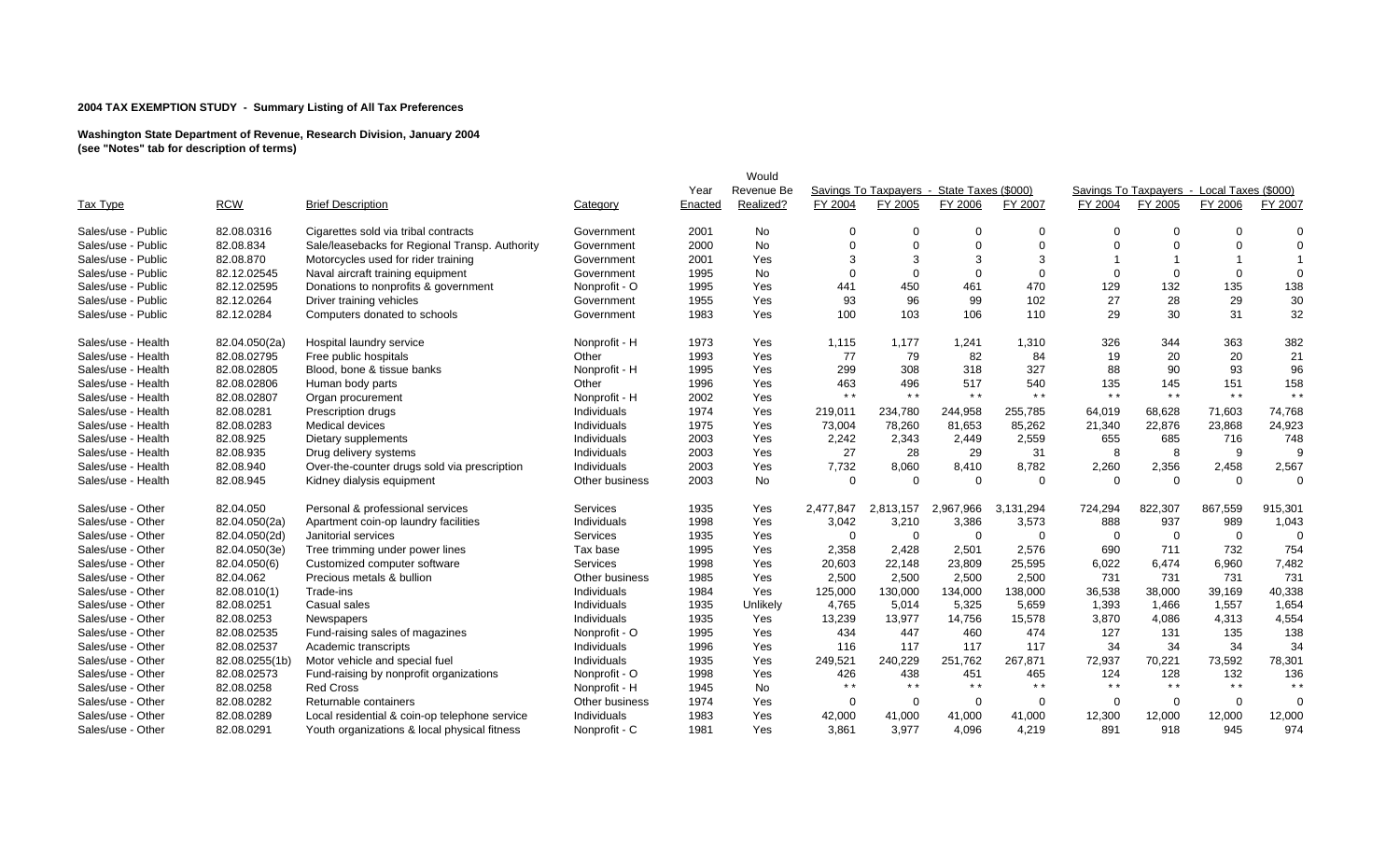**2004 TAX EXEMPTION STUDY - Summary Listing of All Tax Preferences**

**Washington State Department of Revenue, Research Division, January 2004**
**(see "Notes" tab for description of terms)**

| Tax Type | RCW | Brief Description | Category | Year Enacted | Would Revenue Be Realized? | Savings To Taxpayers - State Taxes ($000) | | | | Savings To Taxpayers - Local Taxes ($000) | | | |
|---|---|---|---|---|---|---|---|---|---|---|---|---|---|
| | | | | | | FY 2004 | FY 2005 | FY 2006 | FY 2007 | FY 2004 | FY 2005 | FY 2006 | FY 2007 |
| Sales/use - Public | 82.08.0316 | Cigarettes sold via tribal contracts | Government | 2001 | No | 0 | 0 | 0 | 0 | 0 | 0 | 0 | 0 |
| Sales/use - Public | 82.08.834 | Sale/leasebacks for Regional Transp. Authority | Government | 2000 | No | 0 | 0 | 0 | 0 | 0 | 0 | 0 | 0 |
| Sales/use - Public | 82.08.870 | Motorcycles used for rider training | Government | 2001 | Yes | 3 | 3 | 3 | 3 | 1 | 1 | 1 | 1 |
| Sales/use - Public | 82.12.02545 | Naval aircraft training equipment | Government | 1995 | No | 0 | 0 | 0 | 0 | 0 | 0 | 0 | 0 |
| Sales/use - Public | 82.12.02595 | Donations to nonprofits & government | Nonprofit - O | 1995 | Yes | 441 | 450 | 461 | 470 | 129 | 132 | 135 | 138 |
| Sales/use - Public | 82.12.0264 | Driver training vehicles | Government | 1955 | Yes | 93 | 96 | 99 | 102 | 27 | 28 | 29 | 30 |
| Sales/use - Public | 82.12.0284 | Computers donated to schools | Government | 1983 | Yes | 100 | 103 | 106 | 110 | 29 | 30 | 31 | 32 |
| Sales/use - Health | 82.04.050(2a) | Hospital laundry service | Nonprofit - H | 1973 | Yes | 1,115 | 1,177 | 1,241 | 1,310 | 326 | 344 | 363 | 382 |
| Sales/use - Health | 82.08.02795 | Free public hospitals | Other | 1993 | Yes | 77 | 79 | 82 | 84 | 19 | 20 | 20 | 21 |
| Sales/use - Health | 82.08.02805 | Blood, bone & tissue banks | Nonprofit - H | 1995 | Yes | 299 | 308 | 318 | 327 | 88 | 90 | 93 | 96 |
| Sales/use - Health | 82.08.02806 | Human body parts | Other | 1996 | Yes | 463 | 496 | 517 | 540 | 135 | 145 | 151 | 158 |
| Sales/use - Health | 82.08.02807 | Organ procurement | Nonprofit - H | 2002 | Yes | * * | * * | * * | * * | * * | * * | * * | * * |
| Sales/use - Health | 82.08.0281 | Prescription drugs | Individuals | 1974 | Yes | 219,011 | 234,780 | 244,958 | 255,785 | 64,019 | 68,628 | 71,603 | 74,768 |
| Sales/use - Health | 82.08.0283 | Medical devices | Individuals | 1975 | Yes | 73,004 | 78,260 | 81,653 | 85,262 | 21,340 | 22,876 | 23,868 | 24,923 |
| Sales/use - Health | 82.08.925 | Dietary supplements | Individuals | 2003 | Yes | 2,242 | 2,343 | 2,449 | 2,559 | 655 | 685 | 716 | 748 |
| Sales/use - Health | 82.08.935 | Drug delivery systems | Individuals | 2003 | Yes | 27 | 28 | 29 | 31 | 8 | 8 | 9 | 9 |
| Sales/use - Health | 82.08.940 | Over-the-counter drugs sold via prescription | Individuals | 2003 | Yes | 7,732 | 8,060 | 8,410 | 8,782 | 2,260 | 2,356 | 2,458 | 2,567 |
| Sales/use - Health | 82.08.945 | Kidney dialysis equipment | Other business | 2003 | No | 0 | 0 | 0 | 0 | 0 | 0 | 0 | 0 |
| Sales/use - Other | 82.04.050 | Personal & professional services | Services | 1935 | Yes | 2,477,847 | 2,813,157 | 2,967,966 | 3,131,294 | 724,294 | 822,307 | 867,559 | 915,301 |
| Sales/use - Other | 82.04.050(2a) | Apartment coin-op laundry facilities | Individuals | 1998 | Yes | 3,042 | 3,210 | 3,386 | 3,573 | 888 | 937 | 989 | 1,043 |
| Sales/use - Other | 82.04.050(2d) | Janitorial services | Services | 1935 | Yes | 0 | 0 | 0 | 0 | 0 | 0 | 0 | 0 |
| Sales/use - Other | 82.04.050(3e) | Tree trimming under power lines | Tax base | 1995 | Yes | 2,358 | 2,428 | 2,501 | 2,576 | 690 | 711 | 732 | 754 |
| Sales/use - Other | 82.04.050(6) | Customized computer software | Services | 1998 | Yes | 20,603 | 22,148 | 23,809 | 25,595 | 6,022 | 6,474 | 6,960 | 7,482 |
| Sales/use - Other | 82.04.062 | Precious metals & bullion | Other business | 1985 | Yes | 2,500 | 2,500 | 2,500 | 2,500 | 731 | 731 | 731 | 731 |
| Sales/use - Other | 82.08.010(1) | Trade-ins | Individuals | 1984 | Yes | 125,000 | 130,000 | 134,000 | 138,000 | 36,538 | 38,000 | 39,169 | 40,338 |
| Sales/use - Other | 82.08.0251 | Casual sales | Individuals | 1935 | Unlikely | 4,765 | 5,014 | 5,325 | 5,659 | 1,393 | 1,466 | 1,557 | 1,654 |
| Sales/use - Other | 82.08.0253 | Newspapers | Individuals | 1935 | Yes | 13,239 | 13,977 | 14,756 | 15,578 | 3,870 | 4,086 | 4,313 | 4,554 |
| Sales/use - Other | 82.08.02535 | Fund-raising sales of magazines | Nonprofit - O | 1995 | Yes | 434 | 447 | 460 | 474 | 127 | 131 | 135 | 138 |
| Sales/use - Other | 82.08.02537 | Academic transcripts | Individuals | 1996 | Yes | 116 | 117 | 117 | 117 | 34 | 34 | 34 | 34 |
| Sales/use - Other | 82.08.0255(1b) | Motor vehicle and special fuel | Individuals | 1935 | Yes | 249,521 | 240,229 | 251,762 | 267,871 | 72,937 | 70,221 | 73,592 | 78,301 |
| Sales/use - Other | 82.08.02573 | Fund-raising by nonprofit organizations | Nonprofit - O | 1998 | Yes | 426 | 438 | 451 | 465 | 124 | 128 | 132 | 136 |
| Sales/use - Other | 82.08.0258 | Red Cross | Nonprofit - H | 1945 | No | * * | * * | * * | * * | * * | * * | * * | * * |
| Sales/use - Other | 82.08.0282 | Returnable containers | Other business | 1974 | Yes | 0 | 0 | 0 | 0 | 0 | 0 | 0 | 0 |
| Sales/use - Other | 82.08.0289 | Local residential & coin-op telephone service | Individuals | 1983 | Yes | 42,000 | 41,000 | 41,000 | 41,000 | 12,300 | 12,000 | 12,000 | 12,000 |
| Sales/use - Other | 82.08.0291 | Youth organizations & local physical fitness | Nonprofit - C | 1981 | Yes | 3,861 | 3,977 | 4,096 | 4,219 | 891 | 918 | 945 | 974 |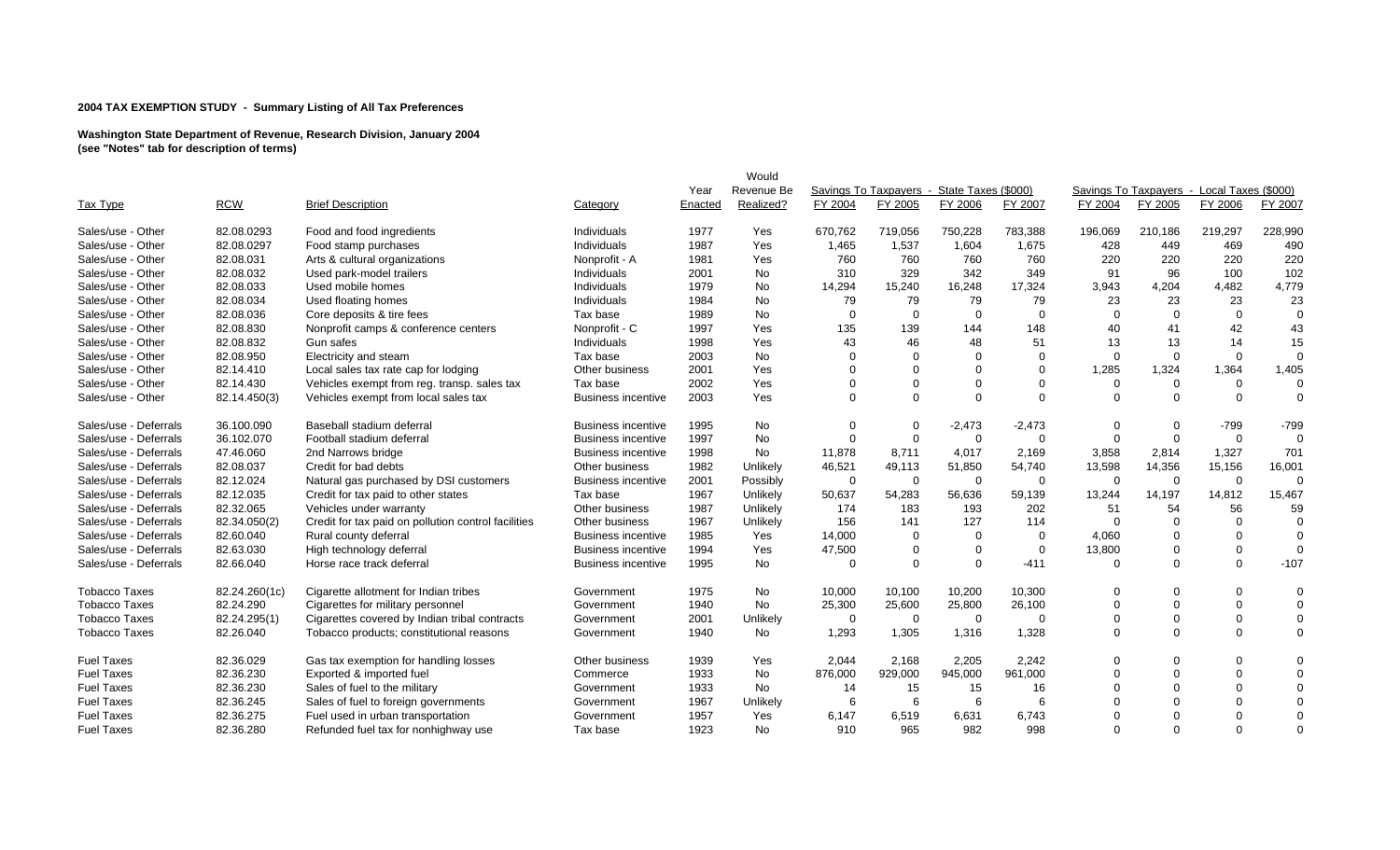**2004 TAX EXEMPTION STUDY - Summary Listing of All Tax Preferences**

**Washington State Department of Revenue, Research Division, January 2004**
**(see "Notes" tab for description of terms)**

| Tax Type | RCW | Brief Description | Category | Year Enacted | Would Revenue Be Realized? | Savings To Taxpayers - State Taxes ($000) | | | | Savings To Taxpayers - Local Taxes ($000) | | | |
|---|---|---|---|---|---|---|---|---|---|---|---|---|---|
| | | | | | | FY 2004 | FY 2005 | FY 2006 | FY 2007 | FY 2004 | FY 2005 | FY 2006 | FY 2007 |
| Sales/use - Other | 82.08.0293 | Food and food ingredients | Individuals | 1977 | Yes | 670,762 | 719,056 | 750,228 | 783,388 | 196,069 | 210,186 | 219,297 | 228,990 |
| Sales/use - Other | 82.08.0297 | Food stamp purchases | Individuals | 1987 | Yes | 1,465 | 1,537 | 1,604 | 1,675 | 428 | 449 | 469 | 490 |
| Sales/use - Other | 82.08.031 | Arts & cultural organizations | Nonprofit - A | 1981 | Yes | 760 | 760 | 760 | 760 | 220 | 220 | 220 | 220 |
| Sales/use - Other | 82.08.032 | Used park-model trailers | Individuals | 2001 | No | 310 | 329 | 342 | 349 | 91 | 96 | 100 | 102 |
| Sales/use - Other | 82.08.033 | Used mobile homes | Individuals | 1979 | No | 14,294 | 15,240 | 16,248 | 17,324 | 3,943 | 4,204 | 4,482 | 4,779 |
| Sales/use - Other | 82.08.034 | Used floating homes | Individuals | 1984 | No | 79 | 79 | 79 | 79 | 23 | 23 | 23 | 23 |
| Sales/use - Other | 82.08.036 | Core deposits & tire fees | Tax base | 1989 | No | 0 | 0 | 0 | 0 | 0 | 0 | 0 | 0 |
| Sales/use - Other | 82.08.830 | Nonprofit camps & conference centers | Nonprofit - C | 1997 | Yes | 135 | 139 | 144 | 148 | 40 | 41 | 42 | 43 |
| Sales/use - Other | 82.08.832 | Gun safes | Individuals | 1998 | Yes | 43 | 46 | 48 | 51 | 13 | 13 | 14 | 15 |
| Sales/use - Other | 82.08.950 | Electricity and steam | Tax base | 2003 | No | 0 | 0 | 0 | 0 | 0 | 0 | 0 | 0 |
| Sales/use - Other | 82.14.410 | Local sales tax rate cap for lodging | Other business | 2001 | Yes | 0 | 0 | 0 | 0 | 1,285 | 1,324 | 1,364 | 1,405 |
| Sales/use - Other | 82.14.430 | Vehicles exempt from reg. transp. sales tax | Tax base | 2002 | Yes | 0 | 0 | 0 | 0 | 0 | 0 | 0 | 0 |
| Sales/use - Other | 82.14.450(3) | Vehicles exempt from local sales tax | Business incentive | 2003 | Yes | 0 | 0 | 0 | 0 | 0 | 0 | 0 | 0 |
| Sales/use - Deferrals | 36.100.090 | Baseball stadium deferral | Business incentive | 1995 | No | 0 | 0 | -2,473 | -2,473 | 0 | 0 | -799 | -799 |
| Sales/use - Deferrals | 36.102.070 | Football stadium deferral | Business incentive | 1997 | No | 0 | 0 | 0 | 0 | 0 | 0 | 0 | 0 |
| Sales/use - Deferrals | 47.46.060 | 2nd Narrows bridge | Business incentive | 1998 | No | 11,878 | 8,711 | 4,017 | 2,169 | 3,858 | 2,814 | 1,327 | 701 |
| Sales/use - Deferrals | 82.08.037 | Credit for bad debts | Other business | 1982 | Unlikely | 46,521 | 49,113 | 51,850 | 54,740 | 13,598 | 14,356 | 15,156 | 16,001 |
| Sales/use - Deferrals | 82.12.024 | Natural gas purchased by DSI customers | Business incentive | 2001 | Possibly | 0 | 0 | 0 | 0 | 0 | 0 | 0 | 0 |
| Sales/use - Deferrals | 82.12.035 | Credit for tax paid to other states | Tax base | 1967 | Unlikely | 50,637 | 54,283 | 56,636 | 59,139 | 13,244 | 14,197 | 14,812 | 15,467 |
| Sales/use - Deferrals | 82.32.065 | Vehicles under warranty | Other business | 1987 | Unlikely | 174 | 183 | 193 | 202 | 51 | 54 | 56 | 59 |
| Sales/use - Deferrals | 82.34.050(2) | Credit for tax paid on pollution control facilities | Other business | 1967 | Unlikely | 156 | 141 | 127 | 114 | 0 | 0 | 0 | 0 |
| Sales/use - Deferrals | 82.60.040 | Rural county deferral | Business incentive | 1985 | Yes | 14,000 | 0 | 0 | 0 | 4,060 | 0 | 0 | 0 |
| Sales/use - Deferrals | 82.63.030 | High technology deferral | Business incentive | 1994 | Yes | 47,500 | 0 | 0 | 0 | 13,800 | 0 | 0 | 0 |
| Sales/use - Deferrals | 82.66.040 | Horse race track deferral | Business incentive | 1995 | No | 0 | 0 | 0 | -411 | 0 | 0 | 0 | -107 |
| Tobacco Taxes | 82.24.260(1c) | Cigarette allotment for Indian tribes | Government | 1975 | No | 10,000 | 10,100 | 10,200 | 10,300 | 0 | 0 | 0 | 0 |
| Tobacco Taxes | 82.24.290 | Cigarettes for military personnel | Government | 1940 | No | 25,300 | 25,600 | 25,800 | 26,100 | 0 | 0 | 0 | 0 |
| Tobacco Taxes | 82.24.295(1) | Cigarettes covered by Indian tribal contracts | Government | 2001 | Unlikely | 0 | 0 | 0 | 0 | 0 | 0 | 0 | 0 |
| Tobacco Taxes | 82.26.040 | Tobacco products; constitutional reasons | Government | 1940 | No | 1,293 | 1,305 | 1,316 | 1,328 | 0 | 0 | 0 | 0 |
| Fuel Taxes | 82.36.029 | Gas tax exemption for handling losses | Other business | 1939 | Yes | 2,044 | 2,168 | 2,205 | 2,242 | 0 | 0 | 0 | 0 |
| Fuel Taxes | 82.36.230 | Exported & imported fuel | Commerce | 1933 | No | 876,000 | 929,000 | 945,000 | 961,000 | 0 | 0 | 0 | 0 |
| Fuel Taxes | 82.36.230 | Sales of fuel to the military | Government | 1933 | No | 14 | 15 | 15 | 16 | 0 | 0 | 0 | 0 |
| Fuel Taxes | 82.36.245 | Sales of fuel to foreign governments | Government | 1967 | Unlikely | 6 | 6 | 6 | 6 | 0 | 0 | 0 | 0 |
| Fuel Taxes | 82.36.275 | Fuel used in urban transportation | Government | 1957 | Yes | 6,147 | 6,519 | 6,631 | 6,743 | 0 | 0 | 0 | 0 |
| Fuel Taxes | 82.36.280 | Refunded fuel tax for nonhighway use | Tax base | 1923 | No | 910 | 965 | 982 | 998 | 0 | 0 | 0 | 0 |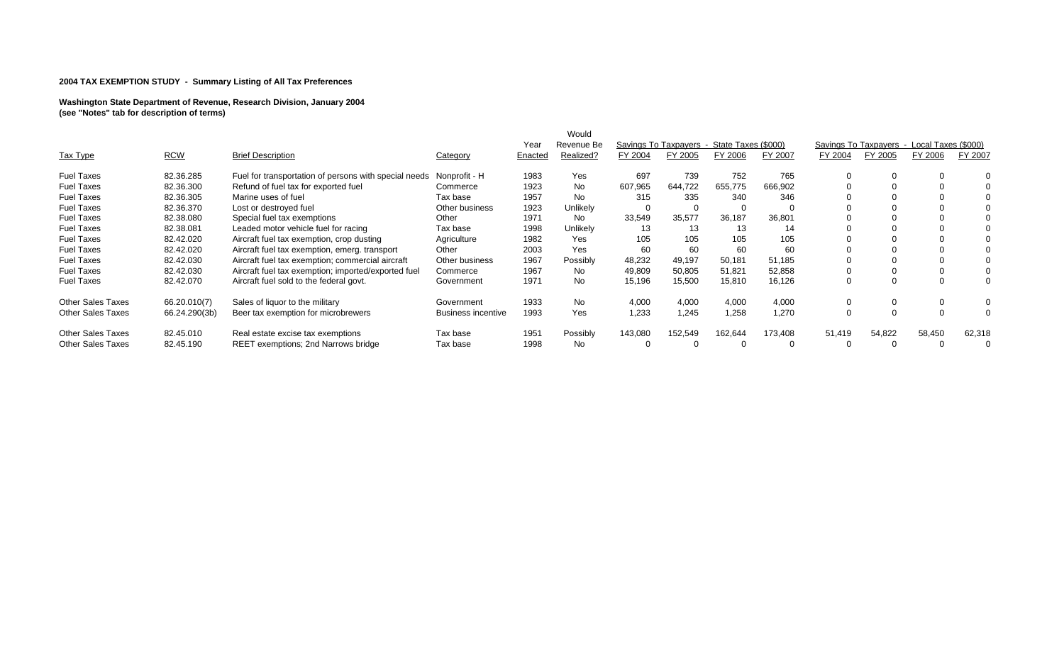**2004 TAX EXEMPTION STUDY - Summary Listing of All Tax Preferences**

**Washington State Department of Revenue, Research Division, January 2004**
**(see "Notes" tab for description of terms)**

| Tax Type | RCW | Brief Description | Category | Year Enacted | Would Revenue Be Realized? | Savings To Taxpayers - State Taxes ($000) | | | | Savings To Taxpayers - Local Taxes ($000) | | | |
|---|---|---|---|---|---|---|---|---|---|---|---|---|---|
| | | | | | | FY 2004 | FY 2005 | FY 2006 | FY 2007 | FY 2004 | FY 2005 | FY 2006 | FY 2007 |
| Fuel Taxes | 82.36.285 | Fuel for transportation of persons with special needs | Nonprofit - H | 1983 | Yes | 697 | 739 | 752 | 765 | 0 | 0 | 0 | 0 |
| Fuel Taxes | 82.36.300 | Refund of fuel tax for exported fuel | Commerce | 1923 | No | 607,965 | 644,722 | 655,775 | 666,902 | 0 | 0 | 0 | 0 |
| Fuel Taxes | 82.36.305 | Marine uses of fuel | Tax base | 1957 | No | 315 | 335 | 340 | 346 | 0 | 0 | 0 | 0 |
| Fuel Taxes | 82.36.370 | Lost or destroyed fuel | Other business | 1923 | Unlikely | 0 | 0 | 0 | 0 | 0 | 0 | 0 | 0 |
| Fuel Taxes | 82.38.080 | Special fuel tax exemptions | Other | 1971 | No | 33,549 | 35,577 | 36,187 | 36,801 | 0 | 0 | 0 | 0 |
| Fuel Taxes | 82.38.081 | Leaded motor vehicle fuel for racing | Tax base | 1998 | Unlikely | 13 | 13 | 13 | 14 | 0 | 0 | 0 | 0 |
| Fuel Taxes | 82.42.020 | Aircraft fuel tax exemption, crop dusting | Agriculture | 1982 | Yes | 105 | 105 | 105 | 105 | 0 | 0 | 0 | 0 |
| Fuel Taxes | 82.42.020 | Aircraft fuel tax exemption, emerg. transport | Other | 2003 | Yes | 60 | 60 | 60 | 60 | 0 | 0 | 0 | 0 |
| Fuel Taxes | 82.42.030 | Aircraft fuel tax exemption; commercial aircraft | Other business | 1967 | Possibly | 48,232 | 49,197 | 50,181 | 51,185 | 0 | 0 | 0 | 0 |
| Fuel Taxes | 82.42.030 | Aircraft fuel tax exemption; imported/exported fuel | Commerce | 1967 | No | 49,809 | 50,805 | 51,821 | 52,858 | 0 | 0 | 0 | 0 |
| Fuel Taxes | 82.42.070 | Aircraft fuel sold to the federal govt. | Government | 1971 | No | 15,196 | 15,500 | 15,810 | 16,126 | 0 | 0 | 0 | 0 |
| Other Sales Taxes | 66.20.010(7) | Sales of liquor to the military | Government | 1933 | No | 4,000 | 4,000 | 4,000 | 4,000 | 0 | 0 | 0 | 0 |
| Other Sales Taxes | 66.24.290(3b) | Beer tax exemption for microbrewers | Business incentive | 1993 | Yes | 1,233 | 1,245 | 1,258 | 1,270 | 0 | 0 | 0 | 0 |
| Other Sales Taxes | 82.45.010 | Real estate excise tax exemptions | Tax base | 1951 | Possibly | 143,080 | 152,549 | 162,644 | 173,408 | 51,419 | 54,822 | 58,450 | 62,318 |
| Other Sales Taxes | 82.45.190 | REET exemptions; 2nd Narrows bridge | Tax base | 1998 | No | 0 | 0 | 0 | 0 | 0 | 0 | 0 | 0 |